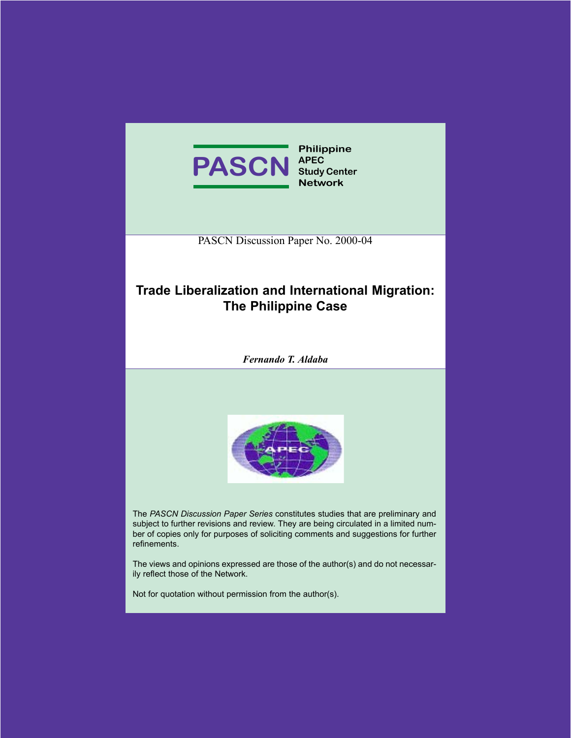**PASCN** Philippine APEC Study Center Network

PASCN Discussion Paper No. 2000-04

# Trade Liberalization and International Migration: The Philippine Case

***Fernando T. Aldaba***

The *PASCN Discussion Paper Series* constitutes studies that are preliminary and subject to further revisions and review. They are being circulated in a limited number of copies only for purposes of soliciting comments and suggestions for further refinements.

The views and opinions expressed are those of the author(s) and do not necessarily reflect those of the Network.

Not for quotation without permission from the author(s).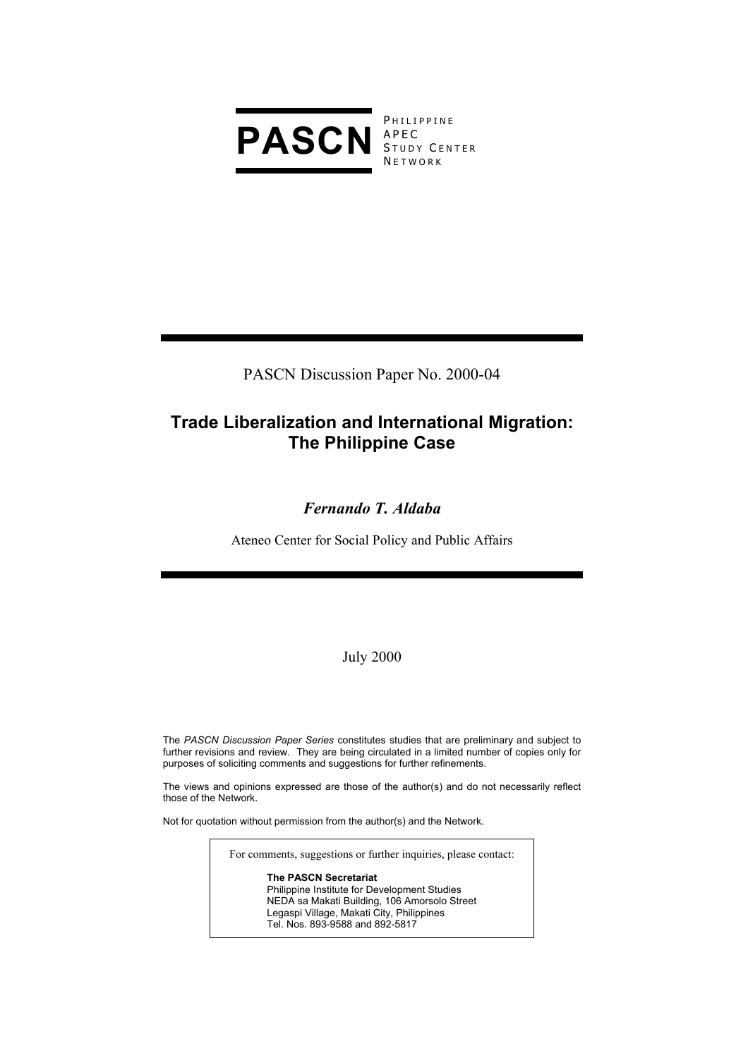**PASCN** PHILIPPINE APEC STUDY CENTER NETWORK

PASCN Discussion Paper No. 2000-04

# Trade Liberalization and International Migration: The Philippine Case

***Fernando T. Aldaba***

Ateneo Center for Social Policy and Public Affairs

July 2000

The *PASCN Discussion Paper Series* constitutes studies that are preliminary and subject to further revisions and review. They are being circulated in a limited number of copies only for purposes of soliciting comments and suggestions for further refinements.

The views and opinions expressed are those of the author(s) and do not necessarily reflect those of the Network.

Not for quotation without permission from the author(s) and the Network.

For comments, suggestions or further inquiries, please contact:

**The PASCN Secretariat**
Philippine Institute for Development Studies
NEDA sa Makati Building, 106 Amorsolo Street
Legaspi Village, Makati City, Philippines
Tel. Nos. 893-9588 and 892-5817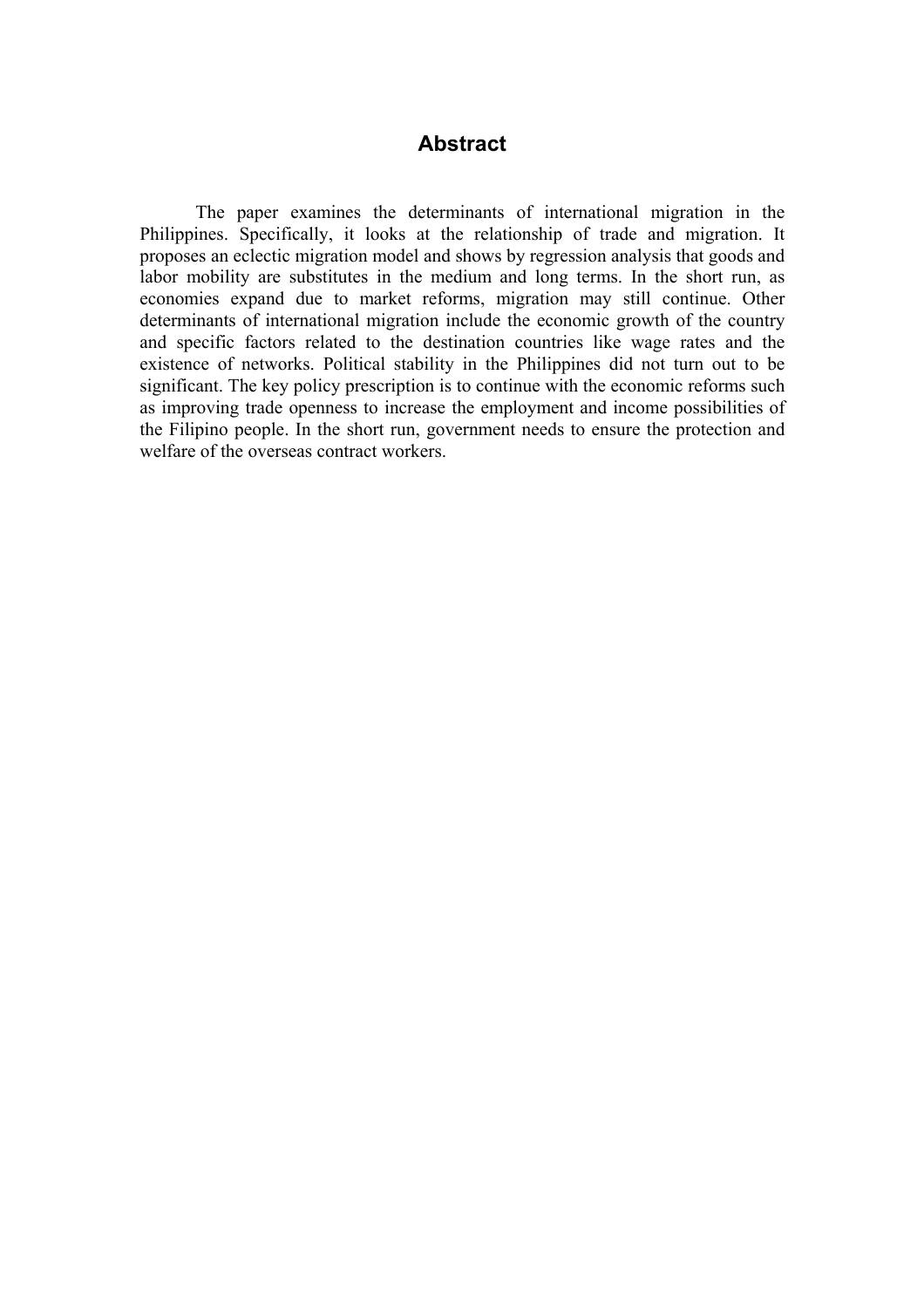## Abstract

The paper examines the determinants of international migration in the Philippines. Specifically, it looks at the relationship of trade and migration. It proposes an eclectic migration model and shows by regression analysis that goods and labor mobility are substitutes in the medium and long terms. In the short run, as economies expand due to market reforms, migration may still continue. Other determinants of international migration include the economic growth of the country and specific factors related to the destination countries like wage rates and the existence of networks. Political stability in the Philippines did not turn out to be significant. The key policy prescription is to continue with the economic reforms such as improving trade openness to increase the employment and income possibilities of the Filipino people. In the short run, government needs to ensure the protection and welfare of the overseas contract workers.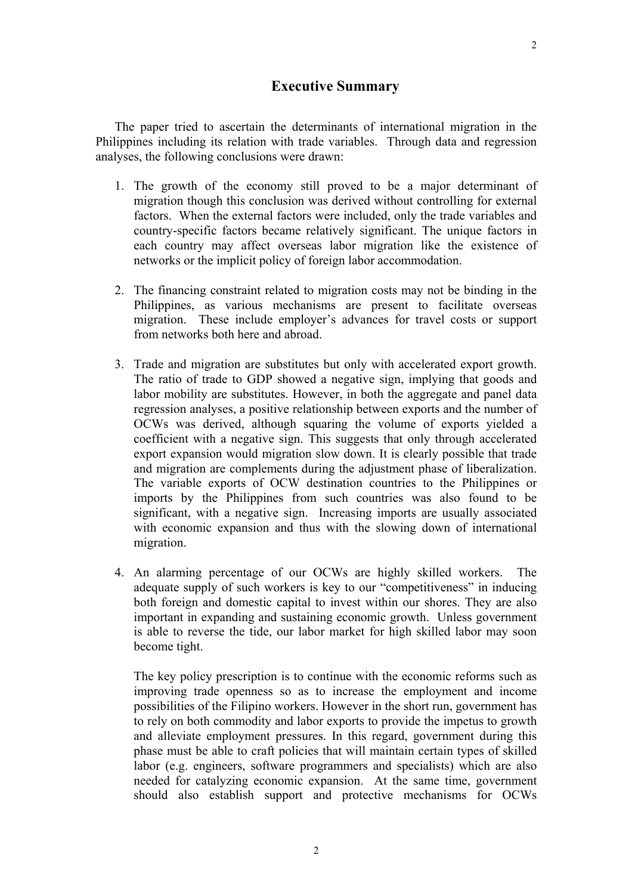## Executive Summary

The paper tried to ascertain the determinants of international migration in the Philippines including its relation with trade variables. Through data and regression analyses, the following conclusions were drawn:

1. The growth of the economy still proved to be a major determinant of migration though this conclusion was derived without controlling for external factors. When the external factors were included, only the trade variables and country-specific factors became relatively significant. The unique factors in each country may affect overseas labor migration like the existence of networks or the implicit policy of foreign labor accommodation.

2. The financing constraint related to migration costs may not be binding in the Philippines, as various mechanisms are present to facilitate overseas migration. These include employer's advances for travel costs or support from networks both here and abroad.

3. Trade and migration are substitutes but only with accelerated export growth. The ratio of trade to GDP showed a negative sign, implying that goods and labor mobility are substitutes. However, in both the aggregate and panel data regression analyses, a positive relationship between exports and the number of OCWs was derived, although squaring the volume of exports yielded a coefficient with a negative sign. This suggests that only through accelerated export expansion would migration slow down. It is clearly possible that trade and migration are complements during the adjustment phase of liberalization. The variable exports of OCW destination countries to the Philippines or imports by the Philippines from such countries was also found to be significant, with a negative sign. Increasing imports are usually associated with economic expansion and thus with the slowing down of international migration.

4. An alarming percentage of our OCWs are highly skilled workers. The adequate supply of such workers is key to our "competitiveness" in inducing both foreign and domestic capital to invest within our shores. They are also important in expanding and sustaining economic growth. Unless government is able to reverse the tide, our labor market for high skilled labor may soon become tight.

   The key policy prescription is to continue with the economic reforms such as improving trade openness so as to increase the employment and income possibilities of the Filipino workers. However in the short run, government has to rely on both commodity and labor exports to provide the impetus to growth and alleviate employment pressures. In this regard, government during this phase must be able to craft policies that will maintain certain types of skilled labor (e.g. engineers, software programmers and specialists) which are also needed for catalyzing economic expansion. At the same time, government should also establish support and protective mechanisms for OCWs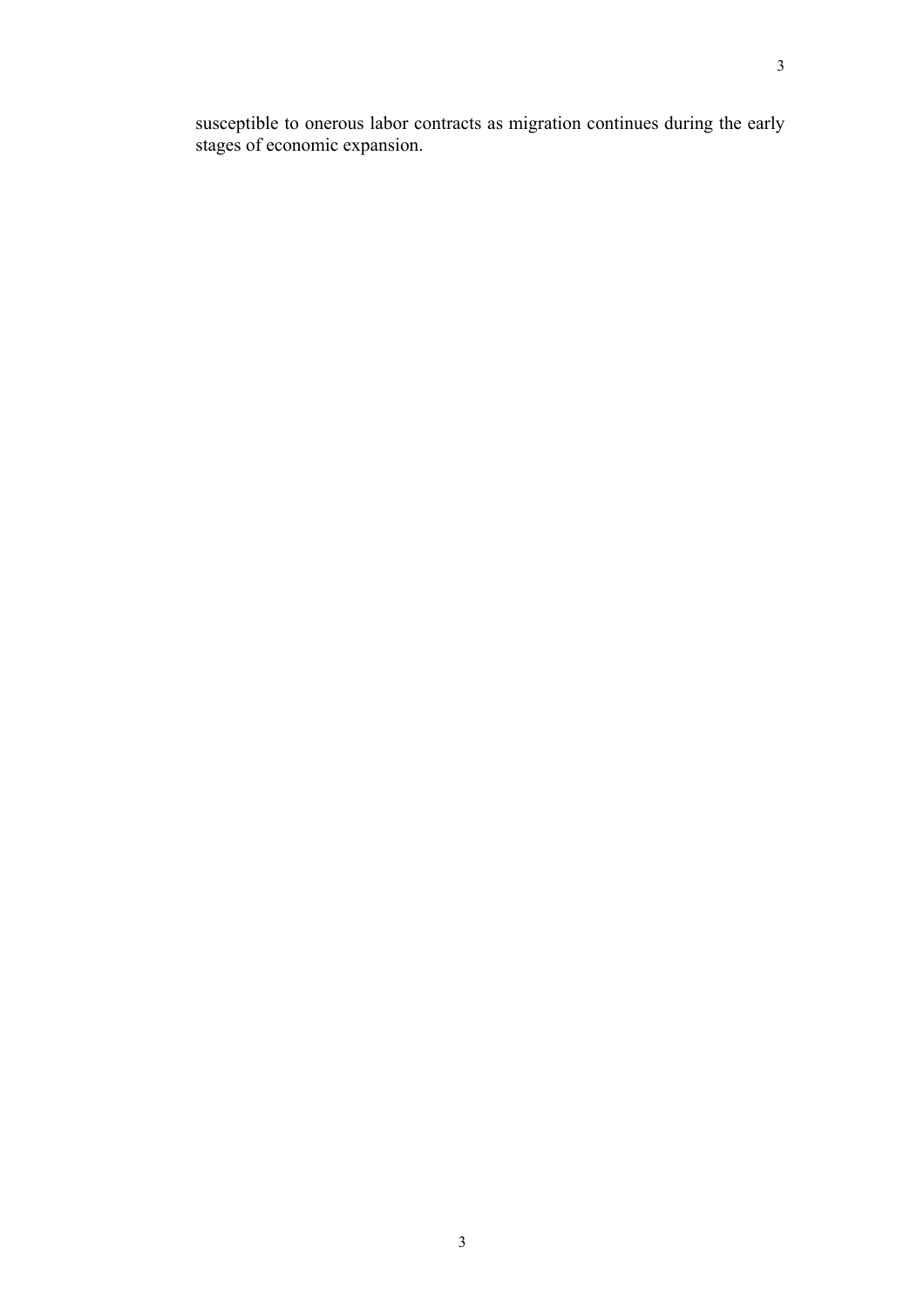susceptible to onerous labor contracts as migration continues during the early stages of economic expansion.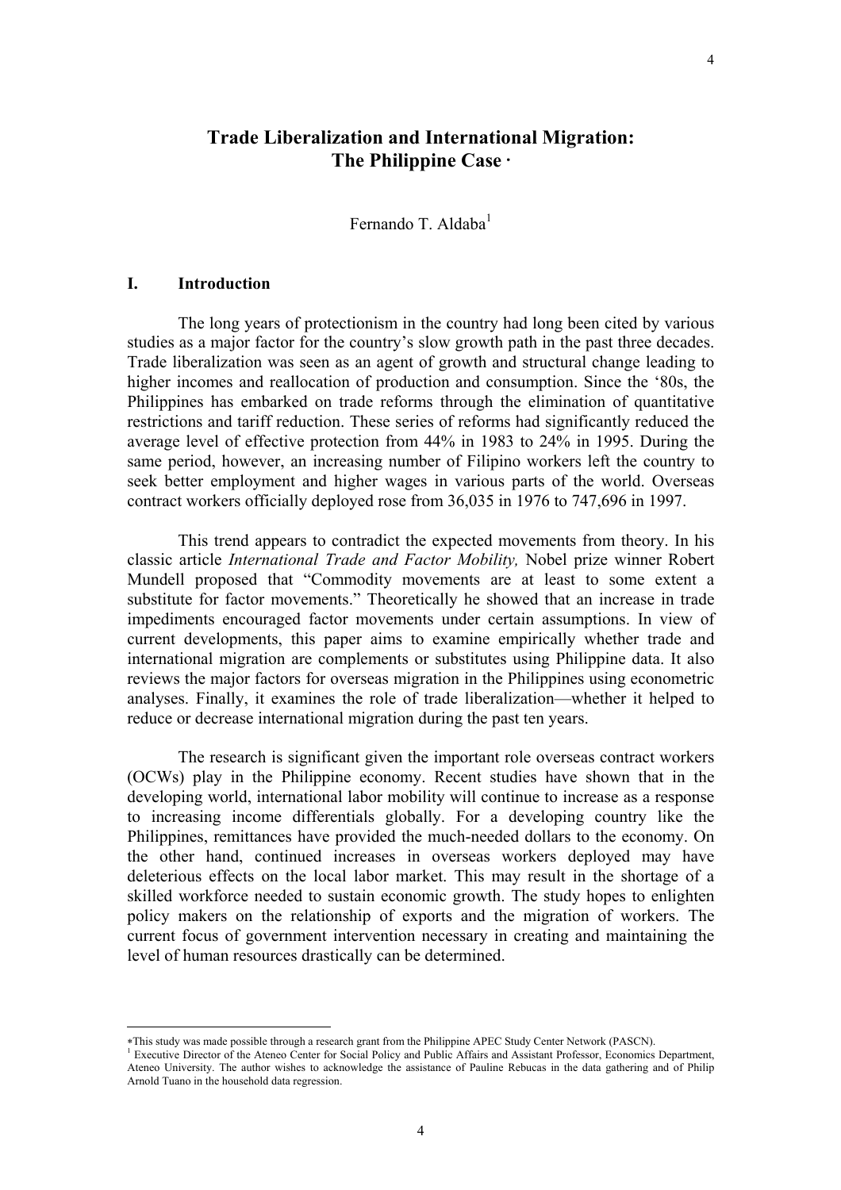# Trade Liberalization and International Migration: The Philippine Case *

Fernando T. Aldaba[1]

## I. Introduction

The long years of protectionism in the country had long been cited by various studies as a major factor for the country's slow growth path in the past three decades. Trade liberalization was seen as an agent of growth and structural change leading to higher incomes and reallocation of production and consumption. Since the '80s, the Philippines has embarked on trade reforms through the elimination of quantitative restrictions and tariff reduction. These series of reforms had significantly reduced the average level of effective protection from 44% in 1983 to 24% in 1995. During the same period, however, an increasing number of Filipino workers left the country to seek better employment and higher wages in various parts of the world. Overseas contract workers officially deployed rose from 36,035 in 1976 to 747,696 in 1997.

This trend appears to contradict the expected movements from theory. In his classic article *International Trade and Factor Mobility,* Nobel prize winner Robert Mundell proposed that "Commodity movements are at least to some extent a substitute for factor movements." Theoretically he showed that an increase in trade impediments encouraged factor movements under certain assumptions. In view of current developments, this paper aims to examine empirically whether trade and international migration are complements or substitutes using Philippine data. It also reviews the major factors for overseas migration in the Philippines using econometric analyses. Finally, it examines the role of trade liberalization—whether it helped to reduce or decrease international migration during the past ten years.

The research is significant given the important role overseas contract workers (OCWs) play in the Philippine economy. Recent studies have shown that in the developing world, international labor mobility will continue to increase as a response to increasing income differentials globally. For a developing country like the Philippines, remittances have provided the much-needed dollars to the economy. On the other hand, continued increases in overseas workers deployed may have deleterious effects on the local labor market. This may result in the shortage of a skilled workforce needed to sustain economic growth. The study hopes to enlighten policy makers on the relationship of exports and the migration of workers. The current focus of government intervention necessary in creating and maintaining the level of human resources drastically can be determined.

---

*This study was made possible through a research grant from the Philippine APEC Study Center Network (PASCN).

[1] Executive Director of the Ateneo Center for Social Policy and Public Affairs and Assistant Professor, Economics Department, Ateneo University. The author wishes to acknowledge the assistance of Pauline Rebucas in the data gathering and of Philip Arnold Tuano in the household data regression.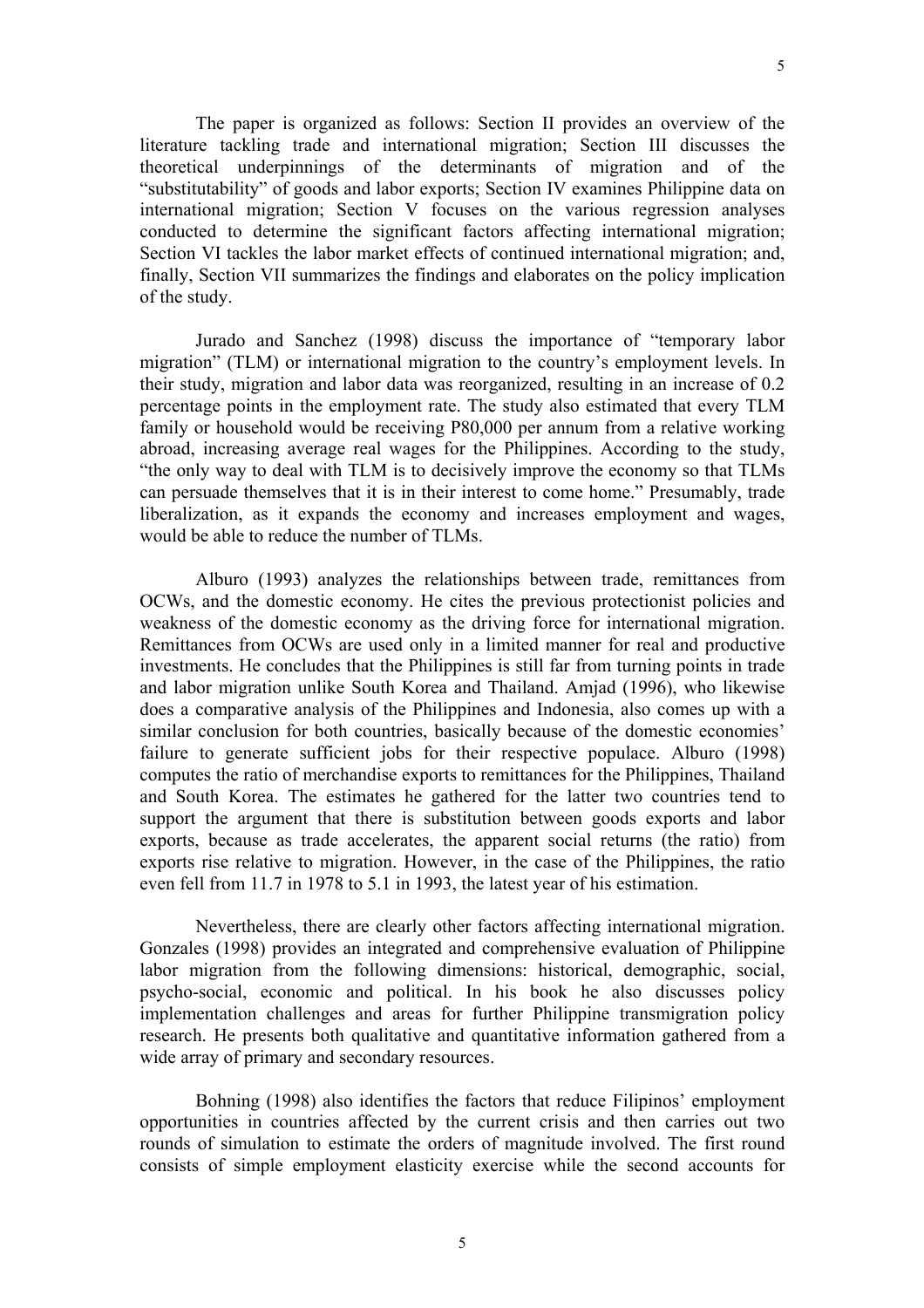The paper is organized as follows: Section II provides an overview of the literature tackling trade and international migration; Section III discusses the theoretical underpinnings of the determinants of migration and of the "substitutability" of goods and labor exports; Section IV examines Philippine data on international migration; Section V focuses on the various regression analyses conducted to determine the significant factors affecting international migration; Section VI tackles the labor market effects of continued international migration; and, finally, Section VII summarizes the findings and elaborates on the policy implication of the study.

Jurado and Sanchez (1998) discuss the importance of "temporary labor migration" (TLM) or international migration to the country's employment levels. In their study, migration and labor data was reorganized, resulting in an increase of 0.2 percentage points in the employment rate. The study also estimated that every TLM family or household would be receiving P80,000 per annum from a relative working abroad, increasing average real wages for the Philippines. According to the study, "the only way to deal with TLM is to decisively improve the economy so that TLMs can persuade themselves that it is in their interest to come home." Presumably, trade liberalization, as it expands the economy and increases employment and wages, would be able to reduce the number of TLMs.

Alburo (1993) analyzes the relationships between trade, remittances from OCWs, and the domestic economy. He cites the previous protectionist policies and weakness of the domestic economy as the driving force for international migration. Remittances from OCWs are used only in a limited manner for real and productive investments. He concludes that the Philippines is still far from turning points in trade and labor migration unlike South Korea and Thailand. Amjad (1996), who likewise does a comparative analysis of the Philippines and Indonesia, also comes up with a similar conclusion for both countries, basically because of the domestic economies' failure to generate sufficient jobs for their respective populace. Alburo (1998) computes the ratio of merchandise exports to remittances for the Philippines, Thailand and South Korea. The estimates he gathered for the latter two countries tend to support the argument that there is substitution between goods exports and labor exports, because as trade accelerates, the apparent social returns (the ratio) from exports rise relative to migration. However, in the case of the Philippines, the ratio even fell from 11.7 in 1978 to 5.1 in 1993, the latest year of his estimation.

Nevertheless, there are clearly other factors affecting international migration. Gonzales (1998) provides an integrated and comprehensive evaluation of Philippine labor migration from the following dimensions: historical, demographic, social, psycho-social, economic and political. In his book he also discusses policy implementation challenges and areas for further Philippine transmigration policy research. He presents both qualitative and quantitative information gathered from a wide array of primary and secondary resources.

Bohning (1998) also identifies the factors that reduce Filipinos' employment opportunities in countries affected by the current crisis and then carries out two rounds of simulation to estimate the orders of magnitude involved. The first round consists of simple employment elasticity exercise while the second accounts for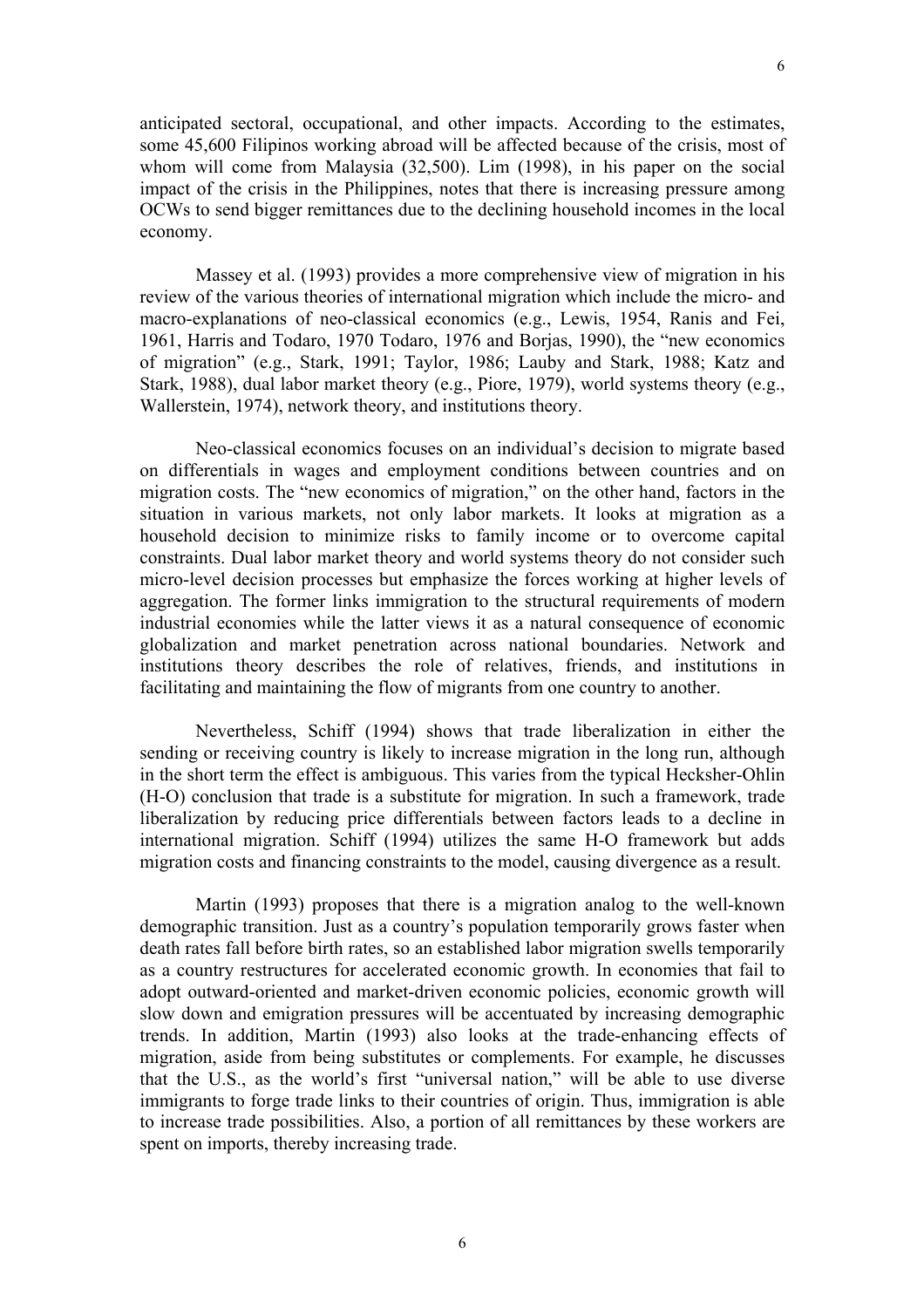anticipated sectoral, occupational, and other impacts. According to the estimates, some 45,600 Filipinos working abroad will be affected because of the crisis, most of whom will come from Malaysia (32,500). Lim (1998), in his paper on the social impact of the crisis in the Philippines, notes that there is increasing pressure among OCWs to send bigger remittances due to the declining household incomes in the local economy.

Massey et al. (1993) provides a more comprehensive view of migration in his review of the various theories of international migration which include the micro- and macro-explanations of neo-classical economics (e.g., Lewis, 1954, Ranis and Fei, 1961, Harris and Todaro, 1970 Todaro, 1976 and Borjas, 1990), the "new economics of migration" (e.g., Stark, 1991; Taylor, 1986; Lauby and Stark, 1988; Katz and Stark, 1988), dual labor market theory (e.g., Piore, 1979), world systems theory (e.g., Wallerstein, 1974), network theory, and institutions theory.

Neo-classical economics focuses on an individual's decision to migrate based on differentials in wages and employment conditions between countries and on migration costs. The "new economics of migration," on the other hand, factors in the situation in various markets, not only labor markets. It looks at migration as a household decision to minimize risks to family income or to overcome capital constraints. Dual labor market theory and world systems theory do not consider such micro-level decision processes but emphasize the forces working at higher levels of aggregation. The former links immigration to the structural requirements of modern industrial economies while the latter views it as a natural consequence of economic globalization and market penetration across national boundaries. Network and institutions theory describes the role of relatives, friends, and institutions in facilitating and maintaining the flow of migrants from one country to another.

Nevertheless, Schiff (1994) shows that trade liberalization in either the sending or receiving country is likely to increase migration in the long run, although in the short term the effect is ambiguous. This varies from the typical Hecksher-Ohlin (H-O) conclusion that trade is a substitute for migration. In such a framework, trade liberalization by reducing price differentials between factors leads to a decline in international migration. Schiff (1994) utilizes the same H-O framework but adds migration costs and financing constraints to the model, causing divergence as a result.

Martin (1993) proposes that there is a migration analog to the well-known demographic transition. Just as a country's population temporarily grows faster when death rates fall before birth rates, so an established labor migration swells temporarily as a country restructures for accelerated economic growth. In economies that fail to adopt outward-oriented and market-driven economic policies, economic growth will slow down and emigration pressures will be accentuated by increasing demographic trends. In addition, Martin (1993) also looks at the trade-enhancing effects of migration, aside from being substitutes or complements. For example, he discusses that the U.S., as the world's first "universal nation," will be able to use diverse immigrants to forge trade links to their countries of origin. Thus, immigration is able to increase trade possibilities. Also, a portion of all remittances by these workers are spent on imports, thereby increasing trade.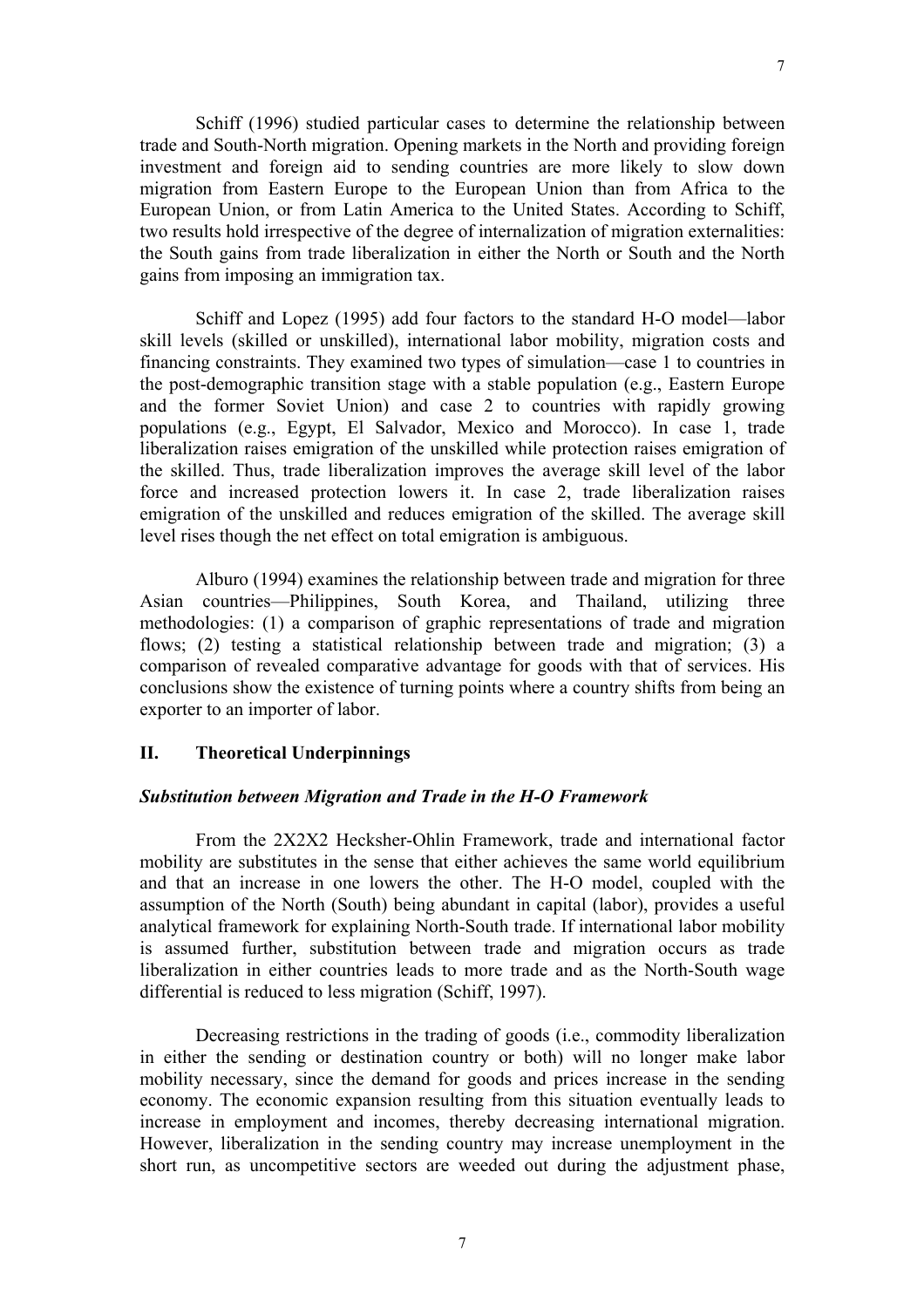Schiff (1996) studied particular cases to determine the relationship between trade and South-North migration. Opening markets in the North and providing foreign investment and foreign aid to sending countries are more likely to slow down migration from Eastern Europe to the European Union than from Africa to the European Union, or from Latin America to the United States. According to Schiff, two results hold irrespective of the degree of internalization of migration externalities: the South gains from trade liberalization in either the North or South and the North gains from imposing an immigration tax.

Schiff and Lopez (1995) add four factors to the standard H-O model—labor skill levels (skilled or unskilled), international labor mobility, migration costs and financing constraints. They examined two types of simulation—case 1 to countries in the post-demographic transition stage with a stable population (e.g., Eastern Europe and the former Soviet Union) and case 2 to countries with rapidly growing populations (e.g., Egypt, El Salvador, Mexico and Morocco). In case 1, trade liberalization raises emigration of the unskilled while protection raises emigration of the skilled. Thus, trade liberalization improves the average skill level of the labor force and increased protection lowers it. In case 2, trade liberalization raises emigration of the unskilled and reduces emigration of the skilled. The average skill level rises though the net effect on total emigration is ambiguous.

Alburo (1994) examines the relationship between trade and migration for three Asian countries—Philippines, South Korea, and Thailand, utilizing three methodologies: (1) a comparison of graphic representations of trade and migration flows; (2) testing a statistical relationship between trade and migration; (3) a comparison of revealed comparative advantage for goods with that of services. His conclusions show the existence of turning points where a country shifts from being an exporter to an importer of labor.

## II. Theoretical Underpinnings

### *Substitution between Migration and Trade in the H-O Framework*

From the 2X2X2 Heckshner-Ohlin Framework, trade and international factor mobility are substitutes in the sense that either achieves the same world equilibrium and that an increase in one lowers the other. The H-O model, coupled with the assumption of the North (South) being abundant in capital (labor), provides a useful analytical framework for explaining North-South trade. If international labor mobility is assumed further, substitution between trade and migration occurs as trade liberalization in either countries leads to more trade and as the North-South wage differential is reduced to less migration (Schiff, 1997).

Decreasing restrictions in the trading of goods (i.e., commodity liberalization in either the sending or destination country or both) will no longer make labor mobility necessary, since the demand for goods and prices increase in the sending economy. The economic expansion resulting from this situation eventually leads to increase in employment and incomes, thereby decreasing international migration. However, liberalization in the sending country may increase unemployment in the short run, as uncompetitive sectors are weeded out during the adjustment phase,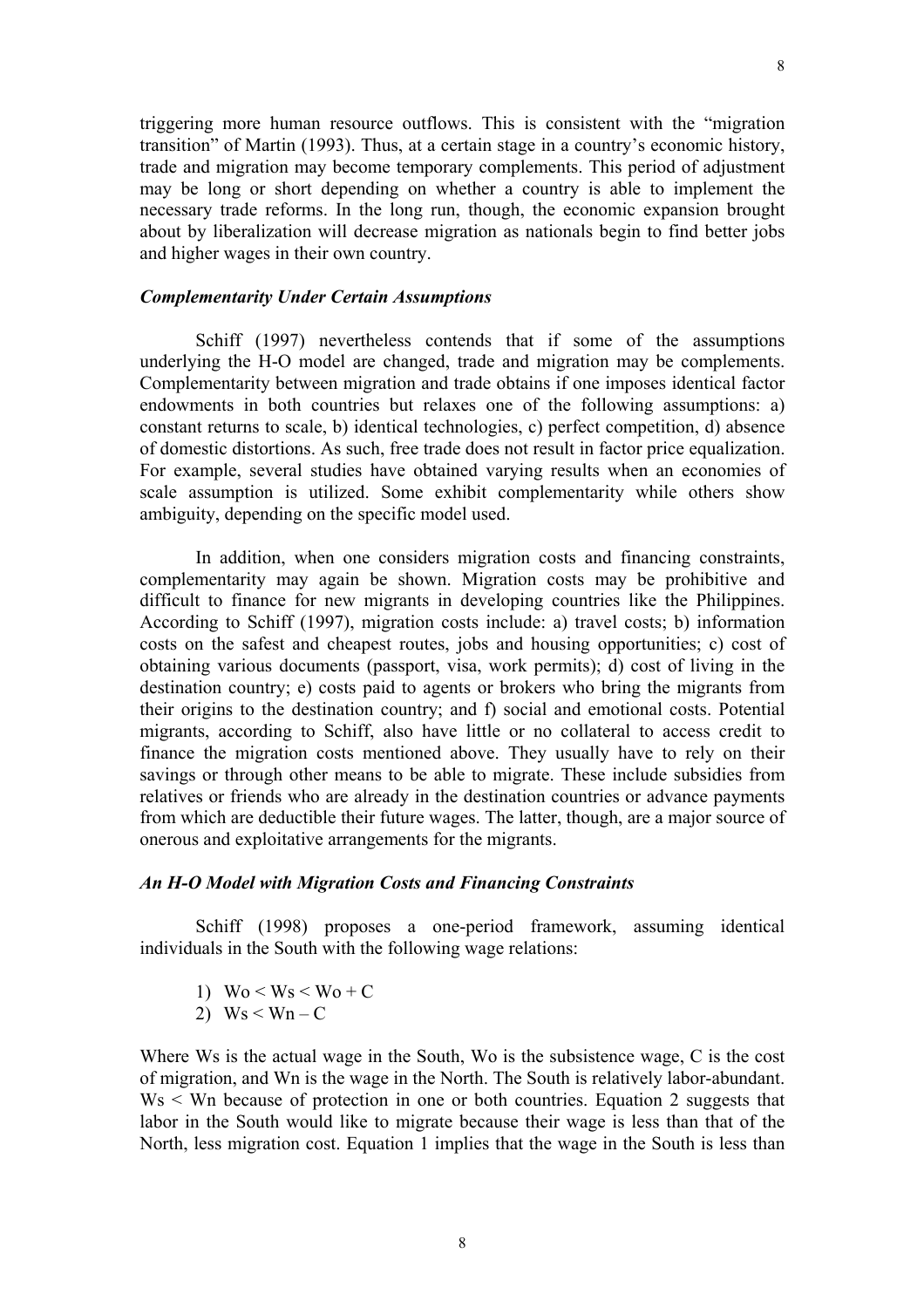triggering more human resource outflows. This is consistent with the "migration transition" of Martin (1993). Thus, at a certain stage in a country's economic history, trade and migration may become temporary complements. This period of adjustment may be long or short depending on whether a country is able to implement the necessary trade reforms. In the long run, though, the economic expansion brought about by liberalization will decrease migration as nationals begin to find better jobs and higher wages in their own country.

### *Complementarity Under Certain Assumptions*

Schiff (1997) nevertheless contends that if some of the assumptions underlying the H-O model are changed, trade and migration may be complements. Complementarity between migration and trade obtains if one imposes identical factor endowments in both countries but relaxes one of the following assumptions: a) constant returns to scale, b) identical technologies, c) perfect competition, d) absence of domestic distortions. As such, free trade does not result in factor price equalization. For example, several studies have obtained varying results when an economies of scale assumption is utilized. Some exhibit complementarity while others show ambiguity, depending on the specific model used.

In addition, when one considers migration costs and financing constraints, complementarity may again be shown. Migration costs may be prohibitive and difficult to finance for new migrants in developing countries like the Philippines. According to Schiff (1997), migration costs include: a) travel costs; b) information costs on the safest and cheapest routes, jobs and housing opportunities; c) cost of obtaining various documents (passport, visa, work permits); d) cost of living in the destination country; e) costs paid to agents or brokers who bring the migrants from their origins to the destination country; and f) social and emotional costs. Potential migrants, according to Schiff, also have little or no collateral to access credit to finance the migration costs mentioned above. They usually have to rely on their savings or through other means to be able to migrate. These include subsidies from relatives or friends who are already in the destination countries or advance payments from which are deductible their future wages. The latter, though, are a major source of onerous and exploitative arrangements for the migrants.

### *An H-O Model with Migration Costs and Financing Constraints*

Schiff (1998) proposes a one-period framework, assuming identical individuals in the South with the following wage relations:

1) $Wo < Ws < Wo + C$
2) $Ws < Wn – C$

Where Ws is the actual wage in the South, Wo is the subsistence wage, C is the cost of migration, and Wn is the wage in the North. The South is relatively labor-abundant. $Ws < Wn$ because of protection in one or both countries. Equation 2 suggests that labor in the South would like to migrate because their wage is less than that of the North, less migration cost. Equation 1 implies that the wage in the South is less than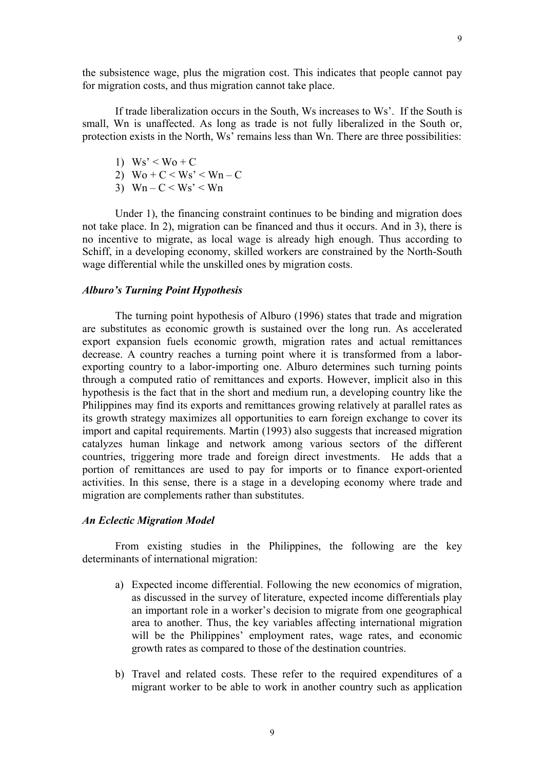the subsistence wage, plus the migration cost. This indicates that people cannot pay for migration costs, and thus migration cannot take place.

If trade liberalization occurs in the South, Ws increases to Ws'. If the South is small, Wn is unaffected. As long as trade is not fully liberalized in the South or, protection exists in the North, Ws' remains less than Wn. There are three possibilities:

1) $Ws' < Wo + C$
2) $Wo + C < Ws' < Wn - C$
3) $Wn - C < Ws' < Wn$

Under 1), the financing constraint continues to be binding and migration does not take place. In 2), migration can be financed and thus it occurs. And in 3), there is no incentive to migrate, as local wage is already high enough. Thus according to Schiff, in a developing economy, skilled workers are constrained by the North-South wage differential while the unskilled ones by migration costs.

### *Alburo's Turning Point Hypothesis*

The turning point hypothesis of Alburo (1996) states that trade and migration are substitutes as economic growth is sustained over the long run. As accelerated export expansion fuels economic growth, migration rates and actual remittances decrease. A country reaches a turning point where it is transformed from a labor-exporting country to a labor-importing one. Alburo determines such turning points through a computed ratio of remittances and exports. However, implicit also in this hypothesis is the fact that in the short and medium run, a developing country like the Philippines may find its exports and remittances growing relatively at parallel rates as its growth strategy maximizes all opportunities to earn foreign exchange to cover its import and capital requirements. Martin (1993) also suggests that increased migration catalyzes human linkage and network among various sectors of the different countries, triggering more trade and foreign direct investments. He adds that a portion of remittances are used to pay for imports or to finance export-oriented activities. In this sense, there is a stage in a developing economy where trade and migration are complements rather than substitutes.

### *An Eclectic Migration Model*

From existing studies in the Philippines, the following are the key determinants of international migration:

a) Expected income differential. Following the new economics of migration, as discussed in the survey of literature, expected income differentials play an important role in a worker's decision to migrate from one geographical area to another. Thus, the key variables affecting international migration will be the Philippines' employment rates, wage rates, and economic growth rates as compared to those of the destination countries.

b) Travel and related costs. These refer to the required expenditures of a migrant worker to be able to work in another country such as application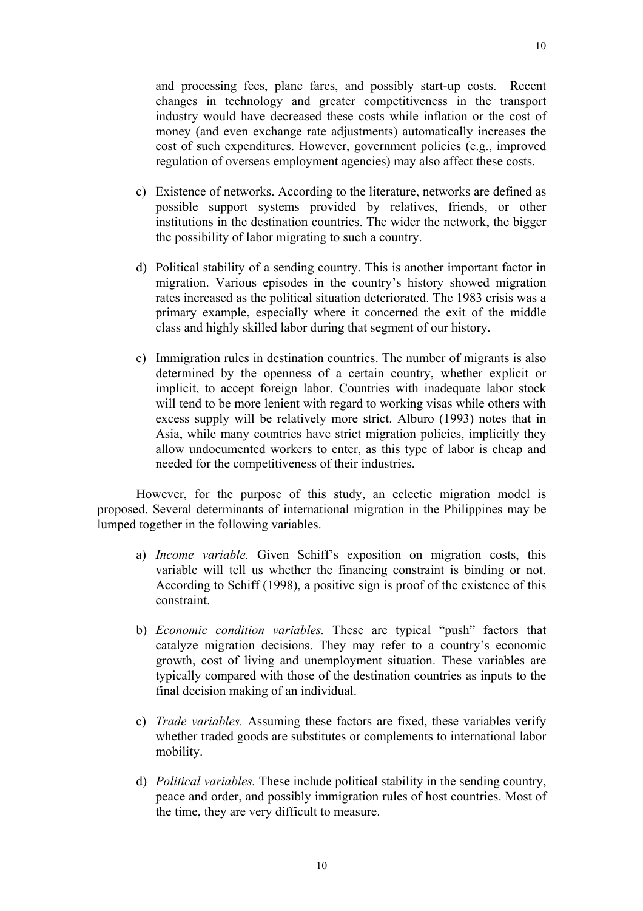and processing fees, plane fares, and possibly start-up costs. Recent changes in technology and greater competitiveness in the transport industry would have decreased these costs while inflation or the cost of money (and even exchange rate adjustments) automatically increases the cost of such expenditures. However, government policies (e.g., improved regulation of overseas employment agencies) may also affect these costs.

c) Existence of networks. According to the literature, networks are defined as possible support systems provided by relatives, friends, or other institutions in the destination countries. The wider the network, the bigger the possibility of labor migrating to such a country.

d) Political stability of a sending country. This is another important factor in migration. Various episodes in the country's history showed migration rates increased as the political situation deteriorated. The 1983 crisis was a primary example, especially where it concerned the exit of the middle class and highly skilled labor during that segment of our history.

e) Immigration rules in destination countries. The number of migrants is also determined by the openness of a certain country, whether explicit or implicit, to accept foreign labor. Countries with inadequate labor stock will tend to be more lenient with regard to working visas while others with excess supply will be relatively more strict. Alburo (1993) notes that in Asia, while many countries have strict migration policies, implicitly they allow undocumented workers to enter, as this type of labor is cheap and needed for the competitiveness of their industries.

However, for the purpose of this study, an eclectic migration model is proposed. Several determinants of international migration in the Philippines may be lumped together in the following variables.

a) *Income variable.* Given Schiff's exposition on migration costs, this variable will tell us whether the financing constraint is binding or not. According to Schiff (1998), a positive sign is proof of the existence of this constraint.

b) *Economic condition variables.* These are typical "push" factors that catalyze migration decisions. They may refer to a country's economic growth, cost of living and unemployment situation. These variables are typically compared with those of the destination countries as inputs to the final decision making of an individual.

c) *Trade variables.* Assuming these factors are fixed, these variables verify whether traded goods are substitutes or complements to international labor mobility.

d) *Political variables.* These include political stability in the sending country, peace and order, and possibly immigration rules of host countries. Most of the time, they are very difficult to measure.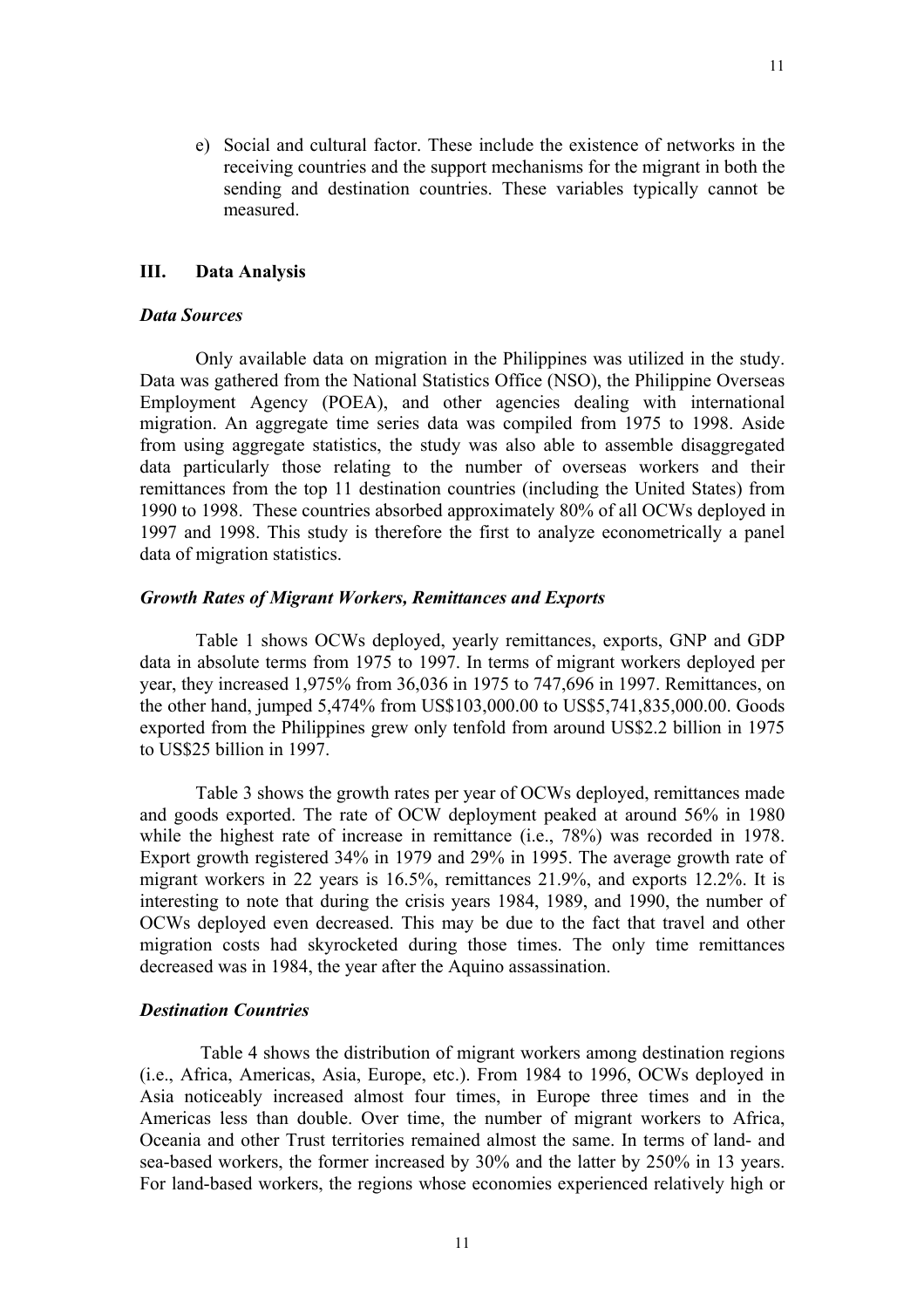e) Social and cultural factor. These include the existence of networks in the receiving countries and the support mechanisms for the migrant in both the sending and destination countries. These variables typically cannot be measured.

## III. Data Analysis

### *Data Sources*

Only available data on migration in the Philippines was utilized in the study. Data was gathered from the National Statistics Office (NSO), the Philippine Overseas Employment Agency (POEA), and other agencies dealing with international migration. An aggregate time series data was compiled from 1975 to 1998. Aside from using aggregate statistics, the study was also able to assemble disaggregated data particularly those relating to the number of overseas workers and their remittances from the top 11 destination countries (including the United States) from 1990 to 1998. These countries absorbed approximately 80% of all OCWs deployed in 1997 and 1998. This study is therefore the first to analyze econometrically a panel data of migration statistics.

### *Growth Rates of Migrant Workers, Remittances and Exports*

Table 1 shows OCWs deployed, yearly remittances, exports, GNP and GDP data in absolute terms from 1975 to 1997. In terms of migrant workers deployed per year, they increased 1,975% from 36,036 in 1975 to 747,696 in 1997. Remittances, on the other hand, jumped 5,474% from US$103,000.00 to US$5,741,835,000.00. Goods exported from the Philippines grew only tenfold from around US$2.2 billion in 1975 to US$25 billion in 1997.

Table 3 shows the growth rates per year of OCWs deployed, remittances made and goods exported. The rate of OCW deployment peaked at around 56% in 1980 while the highest rate of increase in remittance (i.e., 78%) was recorded in 1978. Export growth registered 34% in 1979 and 29% in 1995. The average growth rate of migrant workers in 22 years is 16.5%, remittances 21.9%, and exports 12.2%. It is interesting to note that during the crisis years 1984, 1989, and 1990, the number of OCWs deployed even decreased. This may be due to the fact that travel and other migration costs had skyrocketed during those times. The only time remittances decreased was in 1984, the year after the Aquino assassination.

### *Destination Countries*

Table 4 shows the distribution of migrant workers among destination regions (i.e., Africa, Americas, Asia, Europe, etc.). From 1984 to 1996, OCWs deployed in Asia noticeably increased almost four times, in Europe three times and in the Americas less than double. Over time, the number of migrant workers to Africa, Oceania and other Trust territories remained almost the same. In terms of land- and sea-based workers, the former increased by 30% and the latter by 250% in 13 years. For land-based workers, the regions whose economies experienced relatively high or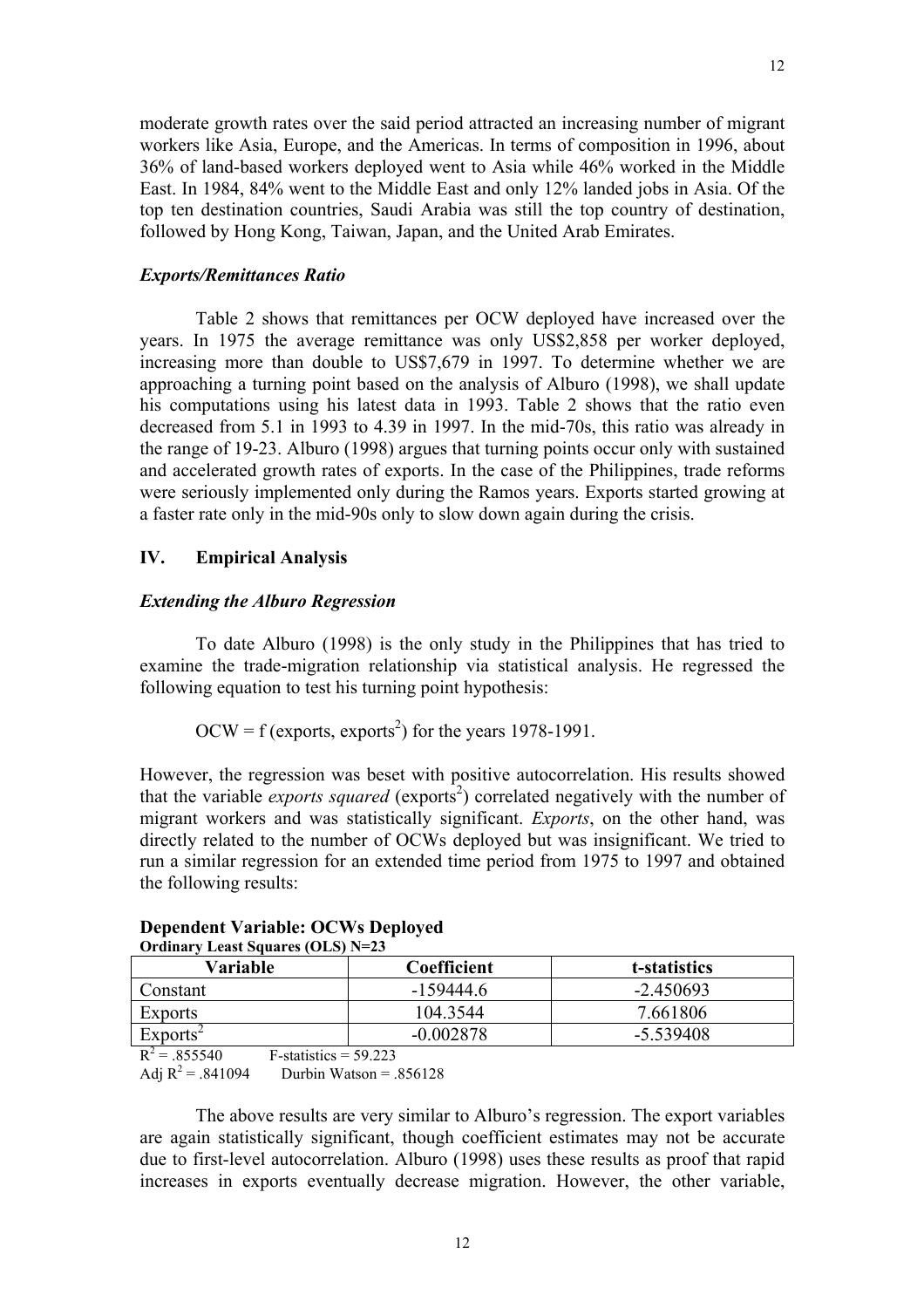moderate growth rates over the said period attracted an increasing number of migrant workers like Asia, Europe, and the Americas. In terms of composition in 1996, about 36% of land-based workers deployed went to Asia while 46% worked in the Middle East. In 1984, 84% went to the Middle East and only 12% landed jobs in Asia. Of the top ten destination countries, Saudi Arabia was still the top country of destination, followed by Hong Kong, Taiwan, Japan, and the United Arab Emirates.

### *Exports/Remittances Ratio*

Table 2 shows that remittances per OCW deployed have increased over the years. In 1975 the average remittance was only US$2,858 per worker deployed, increasing more than double to US$7,679 in 1997. To determine whether we are approaching a turning point based on the analysis of Alburo (1998), we shall update his computations using his latest data in 1993. Table 2 shows that the ratio even decreased from 5.1 in 1993 to 4.39 in 1997. In the mid-70s, this ratio was already in the range of 19-23. Alburo (1998) argues that turning points occur only with sustained and accelerated growth rates of exports. In the case of the Philippines, trade reforms were seriously implemented only during the Ramos years. Exports started growing at a faster rate only in the mid-90s only to slow down again during the crisis.

## IV. Empirical Analysis

### *Extending the Alburo Regression*

To date Alburo (1998) is the only study in the Philippines that has tried to examine the trade-migration relationship via statistical analysis. He regressed the following equation to test his turning point hypothesis:

OCW = f (exports, exports$^2$) for the years 1978-1991.

However, the regression was beset with positive autocorrelation. His results showed that the variable *exports squared* (exports$^2$) correlated negatively with the number of migrant workers and was statistically significant. *Exports*, on the other hand, was directly related to the number of OCWs deployed but was insignificant. We tried to run a similar regression for an extended time period from 1975 to 1997 and obtained the following results:

**Dependent Variable: OCWs Deployed**
**Ordinary Least Squares (OLS) N=23**

| Variable | Coefficient | t-statistics |
|---|---|---|
| Constant | -159444.6 | -2.450693 |
| Exports | 104.3544 | 7.661806 |
| Exports$^2$ | -0.002878 | -5.539408 |

$R^2$ = .855540 F-statistics = 59.223
Adj $R^2$ = .841094 Durbin Watson = .856128

The above results are very similar to Alburo's regression. The export variables are again statistically significant, though coefficient estimates may not be accurate due to first-level autocorrelation. Alburo (1998) uses these results as proof that rapid increases in exports eventually decrease migration. However, the other variable,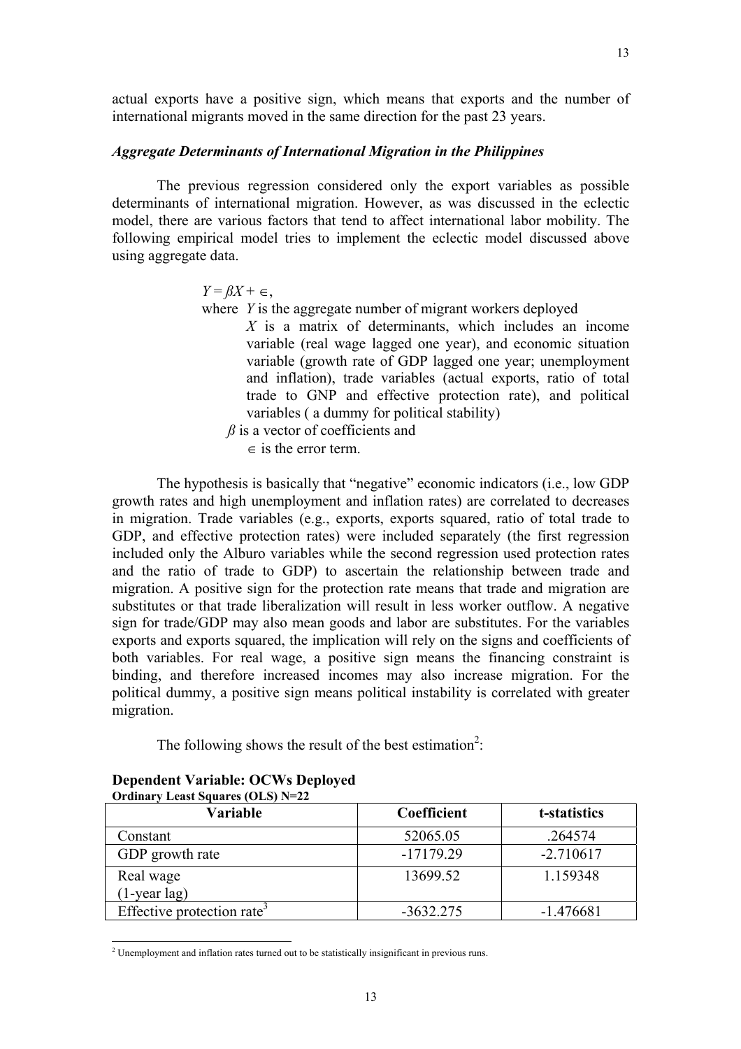actual exports have a positive sign, which means that exports and the number of international migrants moved in the same direction for the past 23 years.

### *Aggregate Determinants of International Migration in the Philippines*

The previous regression considered only the export variables as possible determinants of international migration. However, as was discussed in the eclectic model, there are various factors that tend to affect international labor mobility. The following empirical model tries to implement the eclectic model discussed above using aggregate data.

$$Y = \beta X + \in,$$

where $Y$ is the aggregate number of migrant workers deployed
$X$ is a matrix of determinants, which includes an income variable (real wage lagged one year), and economic situation variable (growth rate of GDP lagged one year; unemployment and inflation), trade variables (actual exports, ratio of total trade to GNP and effective protection rate), and political variables ( a dummy for political stability)
$\beta$ is a vector of coefficients and
$\in$ is the error term.

The hypothesis is basically that "negative" economic indicators (i.e., low GDP growth rates and high unemployment and inflation rates) are correlated to decreases in migration. Trade variables (e.g., exports, exports squared, ratio of total trade to GDP, and effective protection rates) were included separately (the first regression included only the Alburo variables while the second regression used protection rates and the ratio of trade to GDP) to ascertain the relationship between trade and migration. A positive sign for the protection rate means that trade and migration are substitutes or that trade liberalization will result in less worker outflow. A negative sign for trade/GDP may also mean goods and labor are substitutes. For the variables exports and exports squared, the implication will rely on the signs and coefficients of both variables. For real wage, a positive sign means the financing constraint is binding, and therefore increased incomes may also increase migration. For the political dummy, a positive sign means political instability is correlated with greater migration.

The following shows the result of the best estimation[2]:

**Dependent Variable: OCWs Deployed**
**Ordinary Least Squares (OLS) N=22**

| Variable | Coefficient | t-statistics |
|---|---|---|
| Constant | 52065.05 | .264574 |
| GDP growth rate | -17179.29 | -2.710617 |
| Real wage (1-year lag) | 13699.52 | 1.159348 |
| Effective protection rate[3] | -3632.275 | -1.476681 |

[2] Unemployment and inflation rates turned out to be statistically insignificant in previous runs.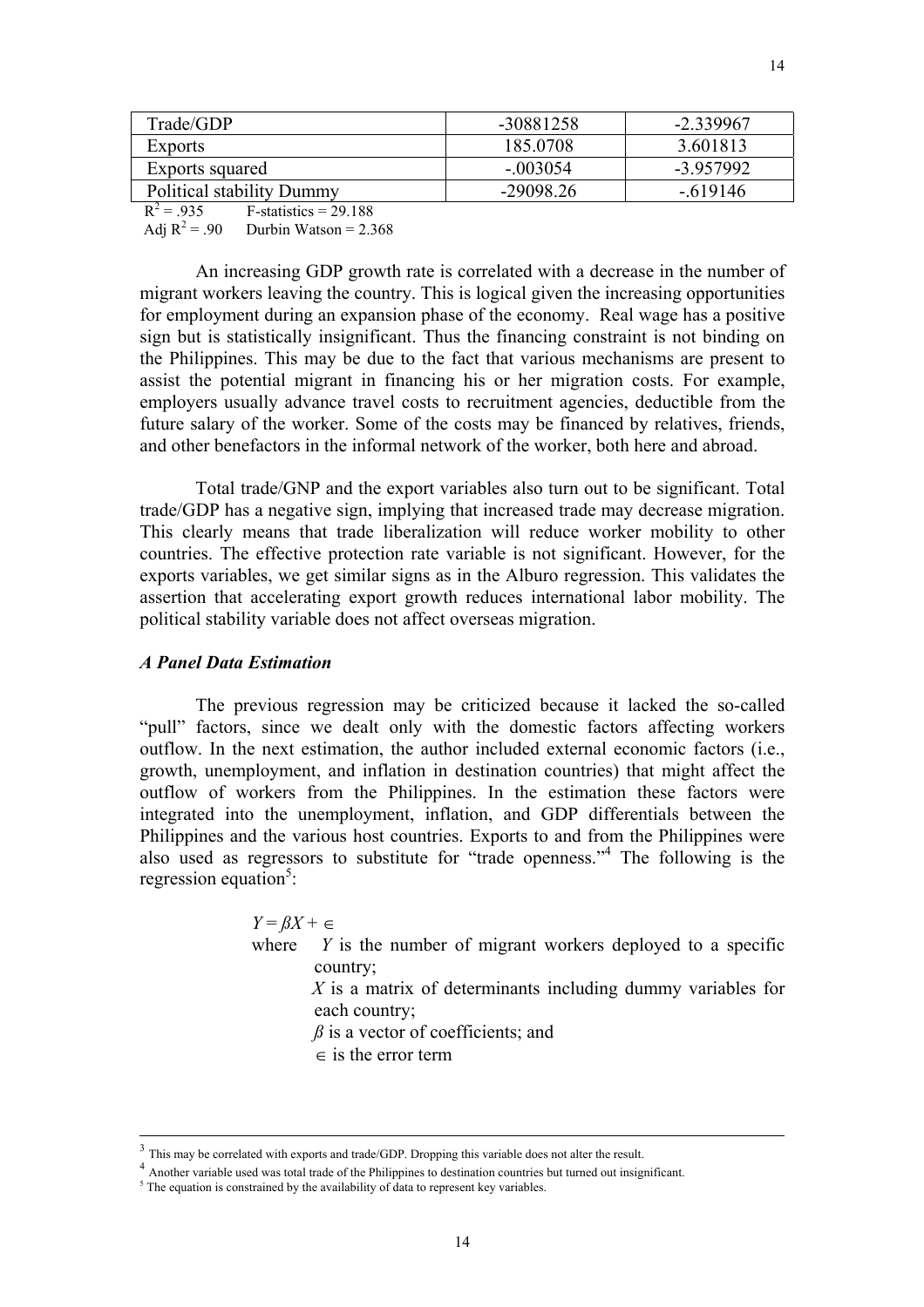| Trade/GDP | -30881258 | -2.339967 |
| --- | --- | --- |
| Exports | 185.0708 | 3.601813 |
| Exports squared | -.003054 | -3.957992 |
| Political stability Dummy | -29098.26 | -.619146 |

$R^2 = .935$ F-statistics = 29.188
Adj $R^2 = .90$ Durbin Watson = 2.368

An increasing GDP growth rate is correlated with a decrease in the number of migrant workers leaving the country. This is logical given the increasing opportunities for employment during an expansion phase of the economy. Real wage has a positive sign but is statistically insignificant. Thus the financing constraint is not binding on the Philippines. This may be due to the fact that various mechanisms are present to assist the potential migrant in financing his or her migration costs. For example, employers usually advance travel costs to recruitment agencies, deductible from the future salary of the worker. Some of the costs may be financed by relatives, friends, and other benefactors in the informal network of the worker, both here and abroad.

Total trade/GNP and the export variables also turn out to be significant. Total trade/GDP has a negative sign, implying that increased trade may decrease migration. This clearly means that trade liberalization will reduce worker mobility to other countries. The effective protection rate variable is not significant. However, for the exports variables, we get similar signs as in the Alburo regression. This validates the assertion that accelerating export growth reduces international labor mobility. The political stability variable does not affect overseas migration.

### *A Panel Data Estimation*

The previous regression may be criticized because it lacked the so-called "pull" factors, since we dealt only with the domestic factors affecting workers outflow. In the next estimation, the author included external economic factors (i.e., growth, unemployment, and inflation in destination countries) that might affect the outflow of workers from the Philippines. In the estimation these factors were integrated into the unemployment, inflation, and GDP differentials between the Philippines and the various host countries. Exports to and from the Philippines were also used as regressors to substitute for "trade openness."[4] The following is the regression equation[5]:

$$Y = \beta X + \in$$

where $Y$ is the number of migrant workers deployed to a specific country;
$X$ is a matrix of determinants including dummy variables for each country;
$\beta$ is a vector of coefficients; and
$\in$ is the error term

---

[3] This may be correlated with exports and trade/GDP. Dropping this variable does not alter the result.

[4] Another variable used was total trade of the Philippines to destination countries but turned out insignificant.

[5] The equation is constrained by the availability of data to represent key variables.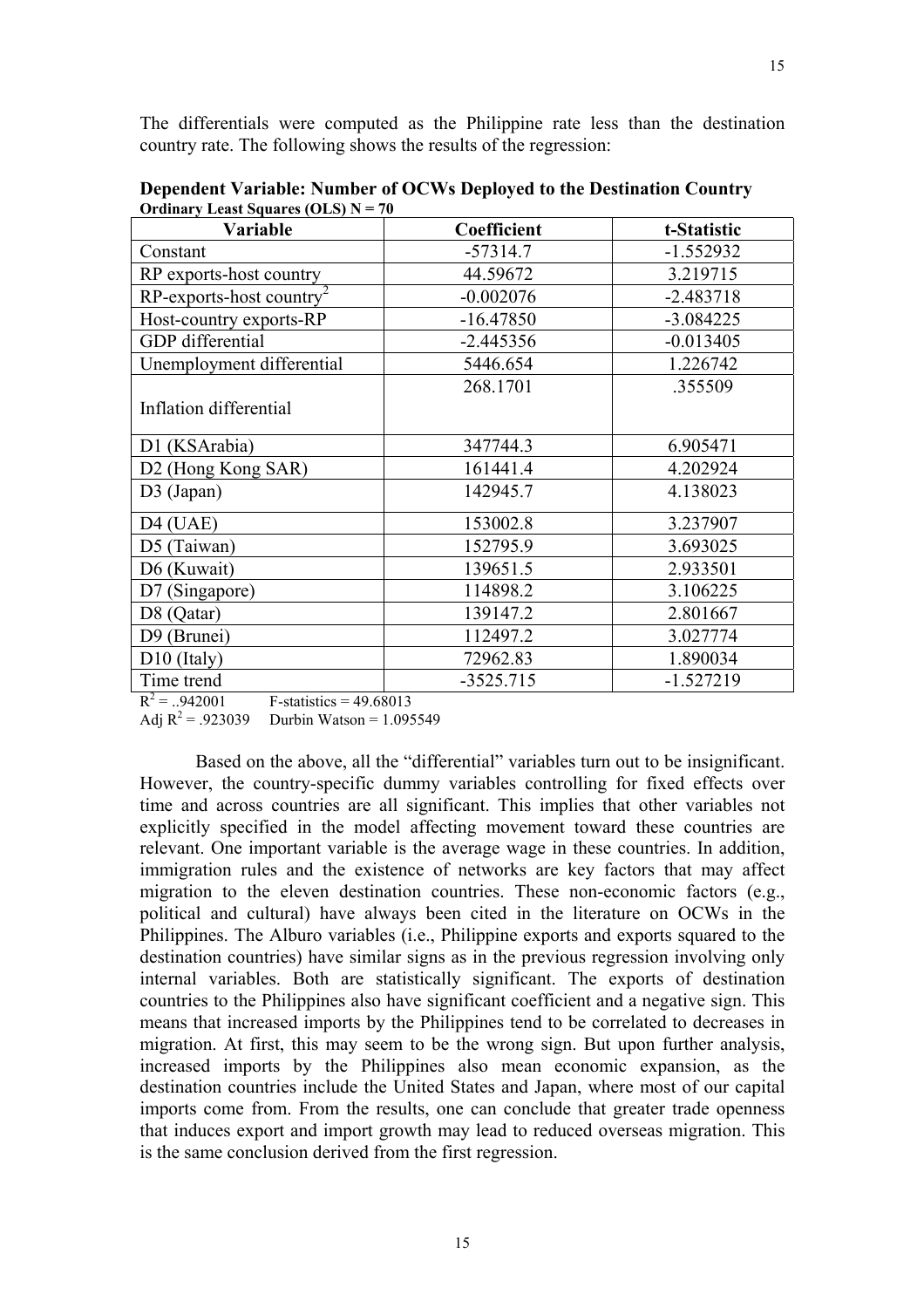The differentials were computed as the Philippine rate less than the destination country rate. The following shows the results of the regression:

**Dependent Variable: Number of OCWs Deployed to the Destination Country**
**Ordinary Least Squares (OLS) N = 70**

| Variable | Coefficient | t-Statistic |
|---|---|---|
| Constant | -57314.7 | -1.552932 |
| RP exports-host country | 44.59672 | 3.219715 |
| RP-exports-host country$^2$ | -0.002076 | -2.483718 |
| Host-country exports-RP | -16.47850 | -3.084225 |
| GDP differential | -2.445356 | -0.013405 |
| Unemployment differential | 5446.654 | 1.226742 |
| Inflation differential | 268.1701 | .355509 |
| D1 (KSArabia) | 347744.3 | 6.905471 |
| D2 (Hong Kong SAR) | 161441.4 | 4.202924 |
| D3 (Japan) | 142945.7 | 4.138023 |
| D4 (UAE) | 153002.8 | 3.237907 |
| D5 (Taiwan) | 152795.9 | 3.693025 |
| D6 (Kuwait) | 139651.5 | 2.933501 |
| D7 (Singapore) | 114898.2 | 3.106225 |
| D8 (Qatar) | 139147.2 | 2.801667 |
| D9 (Brunei) | 112497.2 | 3.027774 |
| D10 (Italy) | 72962.83 | 1.890034 |
| Time trend | -3525.715 | -1.527219 |

$R^2$ = ..942001 F-statistics = 49.68013
Adj $R^2$ = .923039 Durbin Watson = 1.095549

Based on the above, all the "differential" variables turn out to be insignificant. However, the country-specific dummy variables controlling for fixed effects over time and across countries are all significant. This implies that other variables not explicitly specified in the model affecting movement toward these countries are relevant. One important variable is the average wage in these countries. In addition, immigration rules and the existence of networks are key factors that may affect migration to the eleven destination countries. These non-economic factors (e.g., political and cultural) have always been cited in the literature on OCWs in the Philippines. The Alburo variables (i.e., Philippine exports and exports squared to the destination countries) have similar signs as in the previous regression involving only internal variables. Both are statistically significant. The exports of destination countries to the Philippines also have significant coefficient and a negative sign. This means that increased imports by the Philippines tend to be correlated to decreases in migration. At first, this may seem to be the wrong sign. But upon further analysis, increased imports by the Philippines also mean economic expansion, as the destination countries include the United States and Japan, where most of our capital imports come from. From the results, one can conclude that greater trade openness that induces export and import growth may lead to reduced overseas migration. This is the same conclusion derived from the first regression.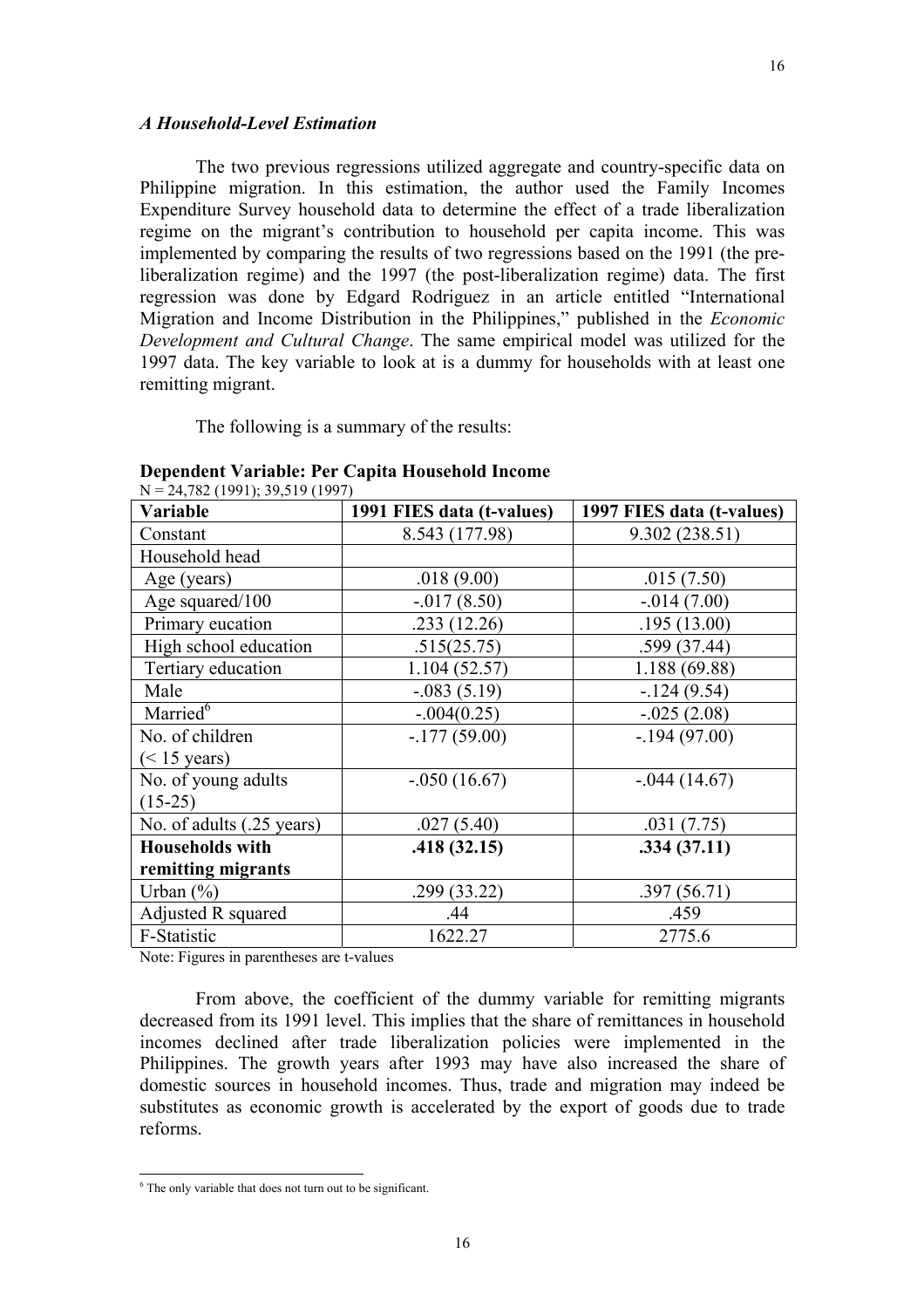### *A Household-Level Estimation*

The two previous regressions utilized aggregate and country-specific data on Philippine migration. In this estimation, the author used the Family Incomes Expenditure Survey household data to determine the effect of a trade liberalization regime on the migrant's contribution to household per capita income. This was implemented by comparing the results of two regressions based on the 1991 (the pre-liberalization regime) and the 1997 (the post-liberalization regime) data. The first regression was done by Edgard Rodriguez in an article entitled "International Migration and Income Distribution in the Philippines," published in the *Economic Development and Cultural Change*. The same empirical model was utilized for the 1997 data. The key variable to look at is a dummy for households with at least one remitting migrant.

The following is a summary of the results:

**Dependent Variable: Per Capita Household Income**

N = 24,782 (1991); 39,519 (1997)

| Variable | 1991 FIES data (t-values) | 1997 FIES data (t-values) |
|---|---|---|
| Constant | 8.543 (177.98) | 9.302 (238.51) |
| Household head | | |
| Age (years) | .018 (9.00) | .015 (7.50) |
| Age squared/100 | -.017 (8.50) | -.014 (7.00) |
| Primary eucation | .233 (12.26) | .195 (13.00) |
| High school education | .515(25.75) | .599 (37.44) |
| Tertiary education | 1.104 (52.57) | 1.188 (69.88) |
| Male | -.083 (5.19) | -.124 (9.54) |
| Married[6] | -.004(0.25) | -.025 (2.08) |
| No. of children (< 15 years) | -.177 (59.00) | -.194 (97.00) |
| No. of young adults (15-25) | -.050 (16.67) | -.044 (14.67) |
| No. of adults (.25 years) | .027 (5.40) | .031 (7.75) |
| **Households with remitting migrants** | **.418 (32.15)** | **.334 (37.11)** |
| Urban (%) | .299 (33.22) | .397 (56.71) |
| Adjusted R squared | .44 | .459 |
| F-Statistic | 1622.27 | 2775.6 |

Note: Figures in parentheses are t-values

From above, the coefficient of the dummy variable for remitting migrants decreased from its 1991 level. This implies that the share of remittances in household incomes declined after trade liberalization policies were implemented in the Philippines. The growth years after 1993 may have also increased the share of domestic sources in household incomes. Thus, trade and migration may indeed be substitutes as economic growth is accelerated by the export of goods due to trade reforms.

[6] The only variable that does not turn out to be significant.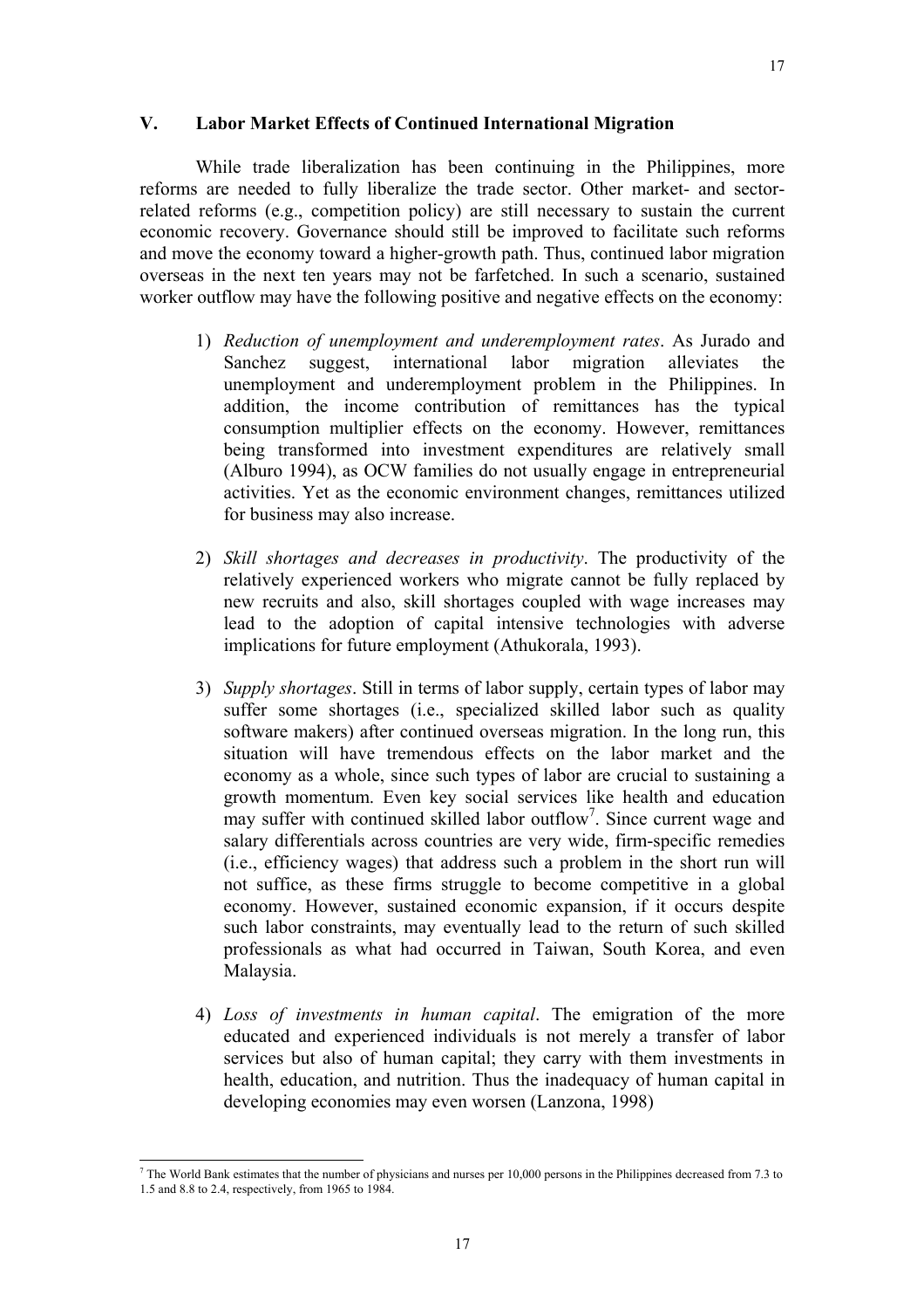## V. Labor Market Effects of Continued International Migration

While trade liberalization has been continuing in the Philippines, more reforms are needed to fully liberalize the trade sector. Other market- and sector-related reforms (e.g., competition policy) are still necessary to sustain the current economic recovery. Governance should still be improved to facilitate such reforms and move the economy toward a higher-growth path. Thus, continued labor migration overseas in the next ten years may not be farfetched. In such a scenario, sustained worker outflow may have the following positive and negative effects on the economy:

1) *Reduction of unemployment and underemployment rates*. As Jurado and Sanchez suggest, international labor migration alleviates the unemployment and underemployment problem in the Philippines. In addition, the income contribution of remittances has the typical consumption multiplier effects on the economy. However, remittances being transformed into investment expenditures are relatively small (Alburo 1994), as OCW families do not usually engage in entrepreneurial activities. Yet as the economic environment changes, remittances utilized for business may also increase.

2) *Skill shortages and decreases in productivity*. The productivity of the relatively experienced workers who migrate cannot be fully replaced by new recruits and also, skill shortages coupled with wage increases may lead to the adoption of capital intensive technologies with adverse implications for future employment (Athukorala, 1993).

3) *Supply shortages*. Still in terms of labor supply, certain types of labor may suffer some shortages (i.e., specialized skilled labor such as quality software makers) after continued overseas migration. In the long run, this situation will have tremendous effects on the labor market and the economy as a whole, since such types of labor are crucial to sustaining a growth momentum. Even key social services like health and education may suffer with continued skilled labor outflow[7]. Since current wage and salary differentials across countries are very wide, firm-specific remedies (i.e., efficiency wages) that address such a problem in the short run will not suffice, as these firms struggle to become competitive in a global economy. However, sustained economic expansion, if it occurs despite such labor constraints, may eventually lead to the return of such skilled professionals as what had occurred in Taiwan, South Korea, and even Malaysia.

4) *Loss of investments in human capital*. The emigration of the more educated and experienced individuals is not merely a transfer of labor services but also of human capital; they carry with them investments in health, education, and nutrition. Thus the inadequacy of human capital in developing economies may even worsen (Lanzona, 1998)

---

[7] The World Bank estimates that the number of physicians and nurses per 10,000 persons in the Philippines decreased from 7.3 to 1.5 and 8.8 to 2.4, respectively, from 1965 to 1984.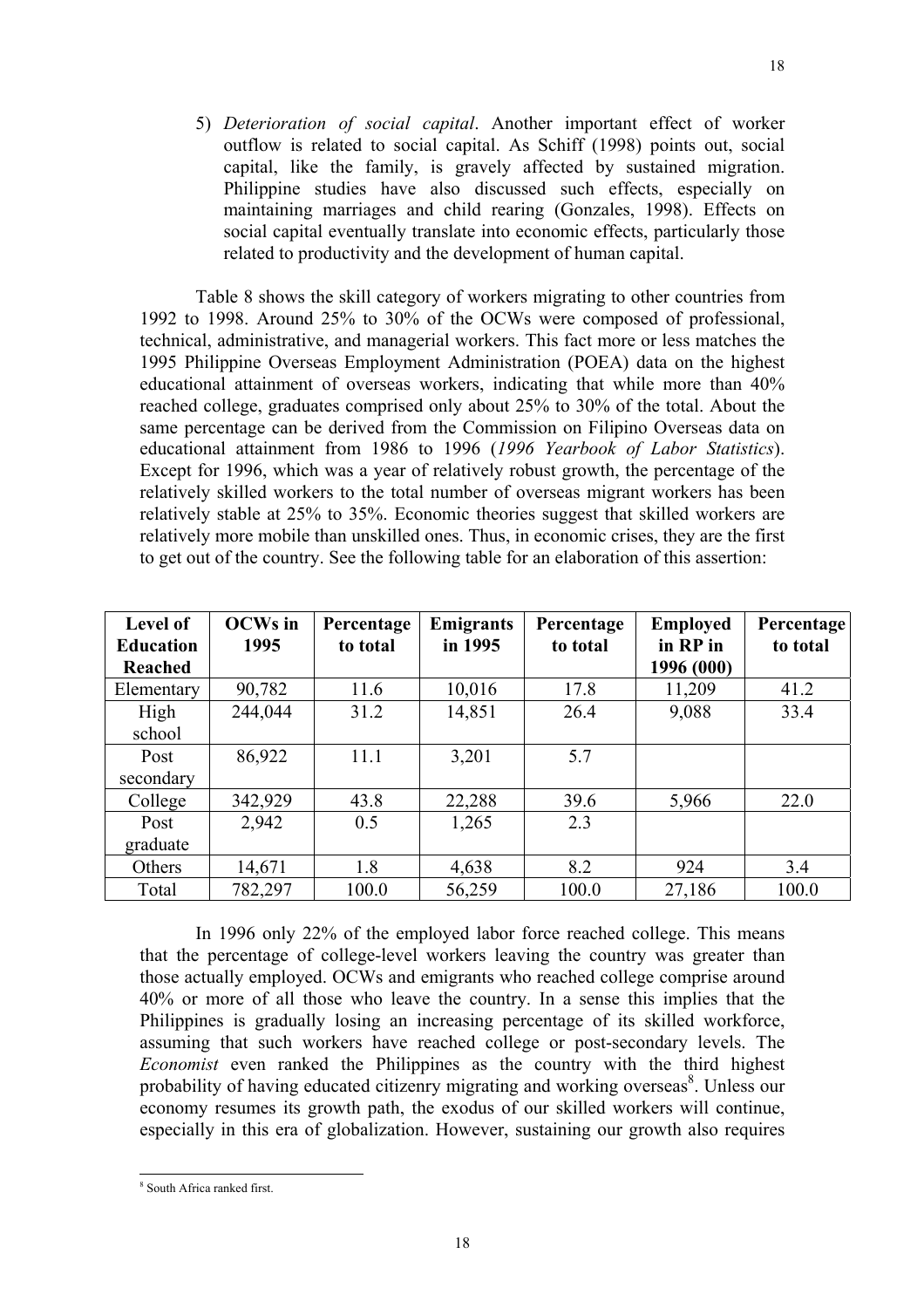5) *Deterioration of social capital*. Another important effect of worker outflow is related to social capital. As Schiff (1998) points out, social capital, like the family, is gravely affected by sustained migration. Philippine studies have also discussed such effects, especially on maintaining marriages and child rearing (Gonzales, 1998). Effects on social capital eventually translate into economic effects, particularly those related to productivity and the development of human capital.

Table 8 shows the skill category of workers migrating to other countries from 1992 to 1998. Around 25% to 30% of the OCWs were composed of professional, technical, administrative, and managerial workers. This fact more or less matches the 1995 Philippine Overseas Employment Administration (POEA) data on the highest educational attainment of overseas workers, indicating that while more than 40% reached college, graduates comprised only about 25% to 30% of the total. About the same percentage can be derived from the Commission on Filipino Overseas data on educational attainment from 1986 to 1996 (*1996 Yearbook of Labor Statistics*). Except for 1996, which was a year of relatively robust growth, the percentage of the relatively skilled workers to the total number of overseas migrant workers has been relatively stable at 25% to 35%. Economic theories suggest that skilled workers are relatively more mobile than unskilled ones. Thus, in economic crises, they are the first to get out of the country. See the following table for an elaboration of this assertion:

| Level of Education Reached | OCWs in 1995 | Percentage to total | Emigrants in 1995 | Percentage to total | Employed in RP in 1996 (000) | Percentage to total |
|---|---|---|---|---|---|---|
| Elementary | 90,782 | 11.6 | 10,016 | 17.8 | 11,209 | 41.2 |
| High school | 244,044 | 31.2 | 14,851 | 26.4 | 9,088 | 33.4 |
| Post secondary | 86,922 | 11.1 | 3,201 | 5.7 | | |
| College | 342,929 | 43.8 | 22,288 | 39.6 | 5,966 | 22.0 |
| Post graduate | 2,942 | 0.5 | 1,265 | 2.3 | | |
| Others | 14,671 | 1.8 | 4,638 | 8.2 | 924 | 3.4 |
| Total | 782,297 | 100.0 | 56,259 | 100.0 | 27,186 | 100.0 |

In 1996 only 22% of the employed labor force reached college. This means that the percentage of college-level workers leaving the country was greater than those actually employed. OCWs and emigrants who reached college comprise around 40% or more of all those who leave the country. In a sense this implies that the Philippines is gradually losing an increasing percentage of its skilled workforce, assuming that such workers have reached college or post-secondary levels. The *Economist* even ranked the Philippines as the country with the third highest probability of having educated citizenry migrating and working overseas[8]. Unless our economy resumes its growth path, the exodus of our skilled workers will continue, especially in this era of globalization. However, sustaining our growth also requires

[8] South Africa ranked first.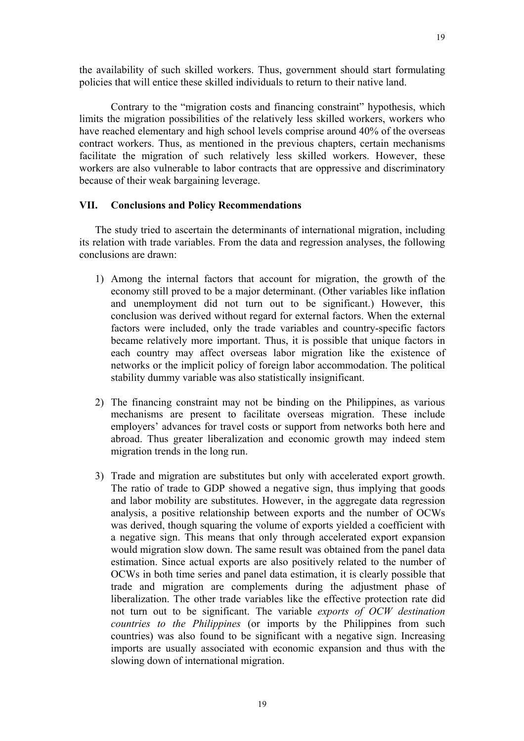the availability of such skilled workers. Thus, government should start formulating policies that will entice these skilled individuals to return to their native land.

Contrary to the "migration costs and financing constraint" hypothesis, which limits the migration possibilities of the relatively less skilled workers, workers who have reached elementary and high school levels comprise around 40% of the overseas contract workers. Thus, as mentioned in the previous chapters, certain mechanisms facilitate the migration of such relatively less skilled workers. However, these workers are also vulnerable to labor contracts that are oppressive and discriminatory because of their weak bargaining leverage.

## VII. Conclusions and Policy Recommendations

The study tried to ascertain the determinants of international migration, including its relation with trade variables. From the data and regression analyses, the following conclusions are drawn:

1) Among the internal factors that account for migration, the growth of the economy still proved to be a major determinant. (Other variables like inflation and unemployment did not turn out to be significant.) However, this conclusion was derived without regard for external factors. When the external factors were included, only the trade variables and country-specific factors became relatively more important. Thus, it is possible that unique factors in each country may affect overseas labor migration like the existence of networks or the implicit policy of foreign labor accommodation. The political stability dummy variable was also statistically insignificant.

2) The financing constraint may not be binding on the Philippines, as various mechanisms are present to facilitate overseas migration. These include employers' advances for travel costs or support from networks both here and abroad. Thus greater liberalization and economic growth may indeed stem migration trends in the long run.

3) Trade and migration are substitutes but only with accelerated export growth. The ratio of trade to GDP showed a negative sign, thus implying that goods and labor mobility are substitutes. However, in the aggregate data regression analysis, a positive relationship between exports and the number of OCWs was derived, though squaring the volume of exports yielded a coefficient with a negative sign. This means that only through accelerated export expansion would migration slow down. The same result was obtained from the panel data estimation. Since actual exports are also positively related to the number of OCWs in both time series and panel data estimation, it is clearly possible that trade and migration are complements during the adjustment phase of liberalization. The other trade variables like the effective protection rate did not turn out to be significant. The variable *exports of OCW destination countries to the Philippines* (or imports by the Philippines from such countries) was also found to be significant with a negative sign. Increasing imports are usually associated with economic expansion and thus with the slowing down of international migration.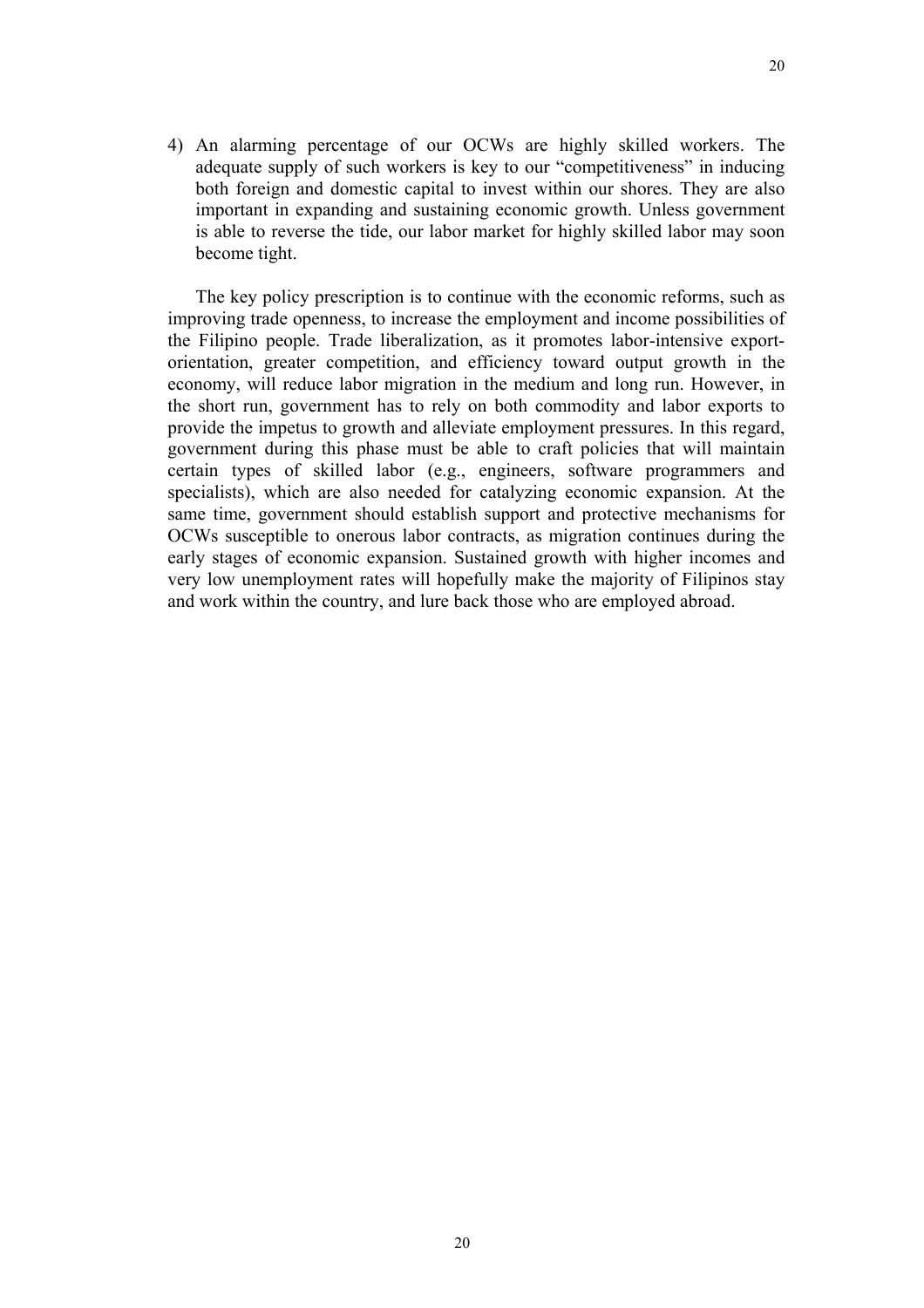4) An alarming percentage of our OCWs are highly skilled workers. The adequate supply of such workers is key to our "competitiveness" in inducing both foreign and domestic capital to invest within our shores. They are also important in expanding and sustaining economic growth. Unless government is able to reverse the tide, our labor market for highly skilled labor may soon become tight.

The key policy prescription is to continue with the economic reforms, such as improving trade openness, to increase the employment and income possibilities of the Filipino people. Trade liberalization, as it promotes labor-intensive export-orientation, greater competition, and efficiency toward output growth in the economy, will reduce labor migration in the medium and long run. However, in the short run, government has to rely on both commodity and labor exports to provide the impetus to growth and alleviate employment pressures. In this regard, government during this phase must be able to craft policies that will maintain certain types of skilled labor (e.g., engineers, software programmers and specialists), which are also needed for catalyzing economic expansion. At the same time, government should establish support and protective mechanisms for OCWs susceptible to onerous labor contracts, as migration continues during the early stages of economic expansion. Sustained growth with higher incomes and very low unemployment rates will hopefully make the majority of Filipinos stay and work within the country, and lure back those who are employed abroad.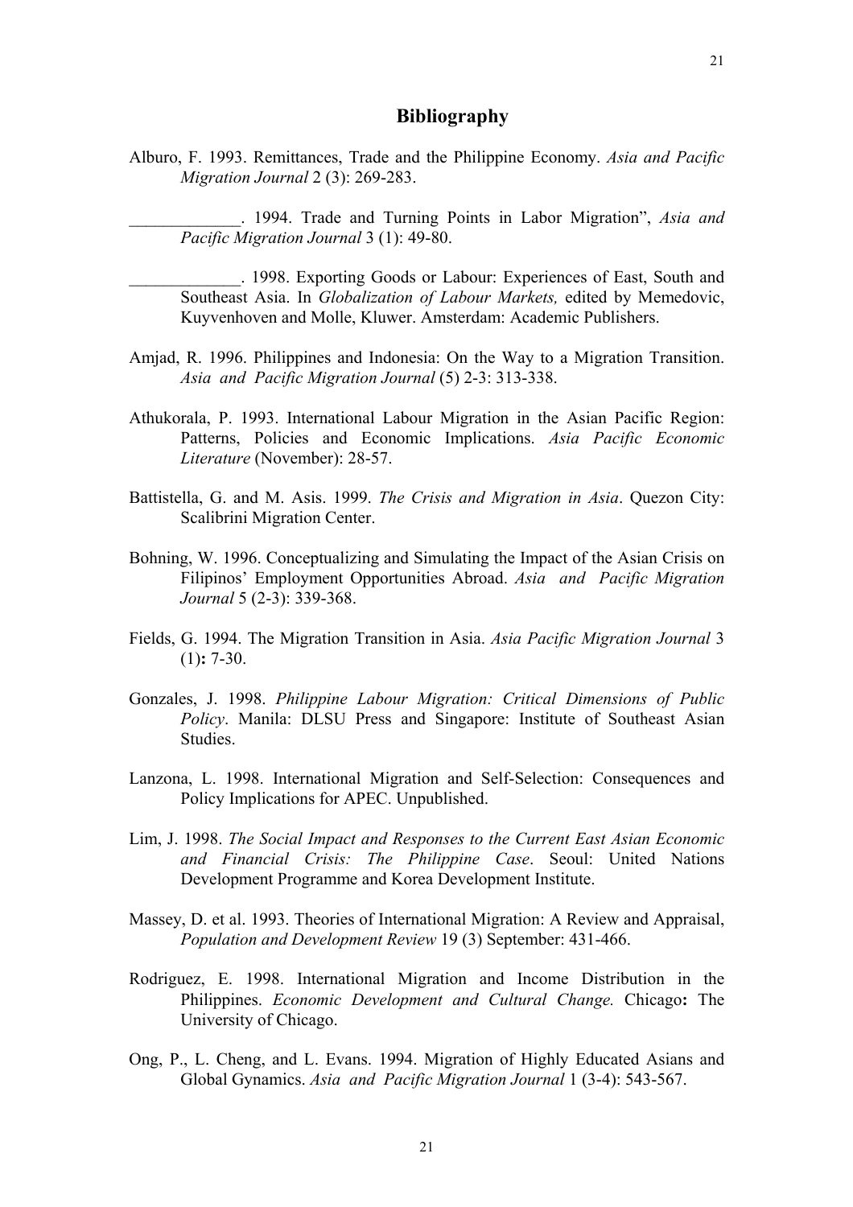## Bibliography

Alburo, F. 1993. Remittances, Trade and the Philippine Economy. *Asia and Pacific Migration Journal* 2 (3): 269-283.

_____________. 1994. Trade and Turning Points in Labor Migration", *Asia and Pacific Migration Journal* 3 (1): 49-80.

_____________. 1998. Exporting Goods or Labour: Experiences of East, South and Southeast Asia. In *Globalization of Labour Markets,* edited by Memedovic, Kuyvenhoven and Molle, Kluwer. Amsterdam: Academic Publishers.

Amjad, R. 1996. Philippines and Indonesia: On the Way to a Migration Transition. *Asia and Pacific Migration Journal* (5) 2-3: 313-338.

Athukorala, P. 1993. International Labour Migration in the Asian Pacific Region: Patterns, Policies and Economic Implications. *Asia Pacific Economic Literature* (November): 28-57.

Battistella, G. and M. Asis. 1999. *The Crisis and Migration in Asia*. Quezon City: Scalibrini Migration Center.

Bohning, W. 1996. Conceptualizing and Simulating the Impact of the Asian Crisis on Filipinos' Employment Opportunities Abroad. *Asia and Pacific Migration Journal* 5 (2-3): 339-368.

Fields, G. 1994. The Migration Transition in Asia. *Asia Pacific Migration Journal* 3 (1)**:** 7-30.

Gonzales, J. 1998. *Philippine Labour Migration: Critical Dimensions of Public Policy*. Manila: DLSU Press and Singapore: Institute of Southeast Asian Studies.

Lanzona, L. 1998. International Migration and Self-Selection: Consequences and Policy Implications for APEC. Unpublished.

Lim, J. 1998. *The Social Impact and Responses to the Current East Asian Economic and Financial Crisis: The Philippine Case*. Seoul: United Nations Development Programme and Korea Development Institute.

Massey, D. et al. 1993. Theories of International Migration: A Review and Appraisal, *Population and Development Review* 19 (3) September: 431-466.

Rodriguez, E. 1998. International Migration and Income Distribution in the Philippines. *Economic Development and Cultural Change.* Chicago**:** The University of Chicago.

Ong, P., L. Cheng, and L. Evans. 1994. Migration of Highly Educated Asians and Global Gynamics. *Asia and Pacific Migration Journal* 1 (3-4): 543-567.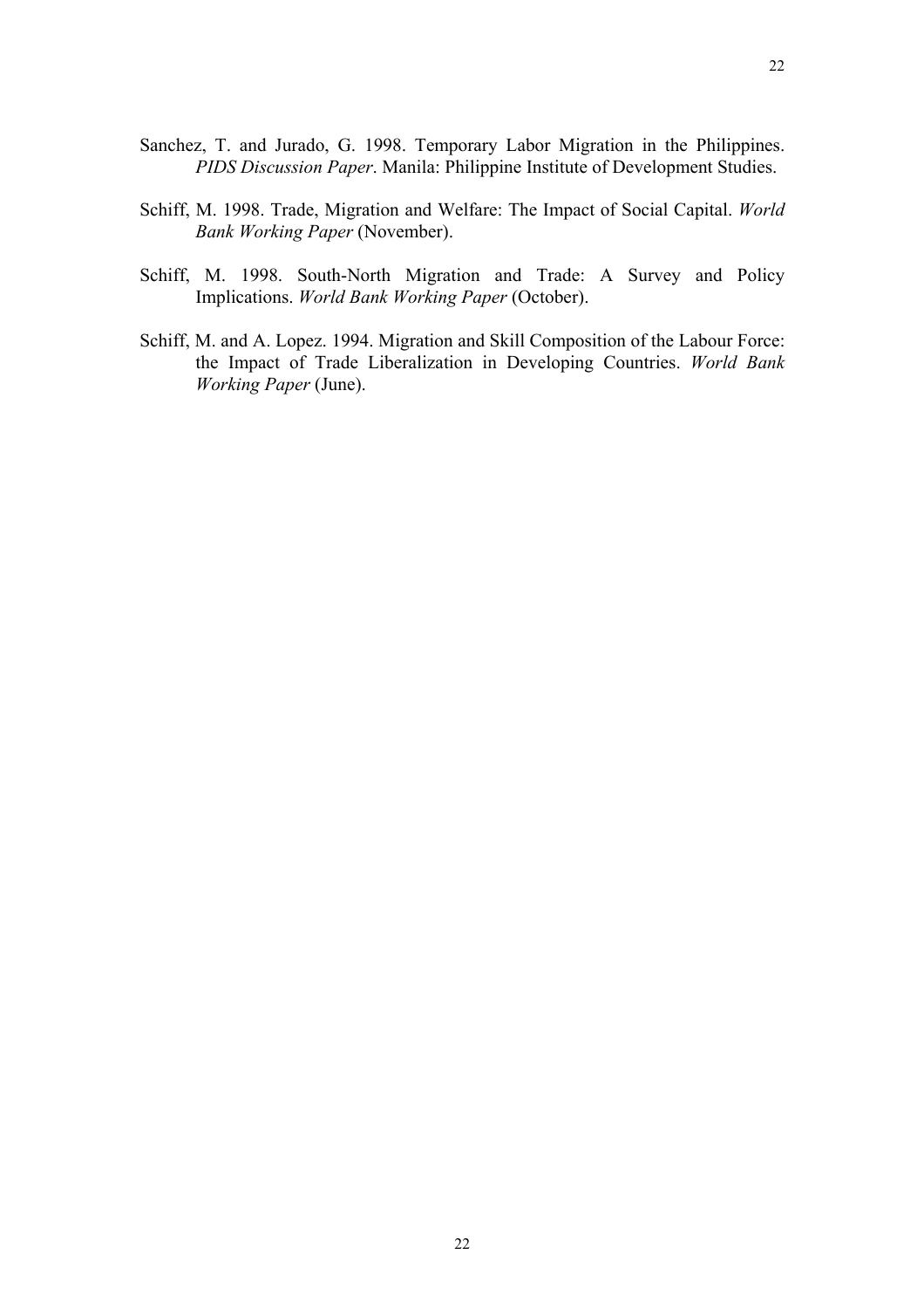Sanchez, T. and Jurado, G. 1998. Temporary Labor Migration in the Philippines. *PIDS Discussion Paper*. Manila: Philippine Institute of Development Studies.

Schiff, M. 1998. Trade, Migration and Welfare: The Impact of Social Capital. *World Bank Working Paper* (November).

Schiff, M. 1998. South-North Migration and Trade: A Survey and Policy Implications. *World Bank Working Paper* (October).

Schiff, M. and A. Lopez. 1994. Migration and Skill Composition of the Labour Force: the Impact of Trade Liberalization in Developing Countries. *World Bank Working Paper* (June).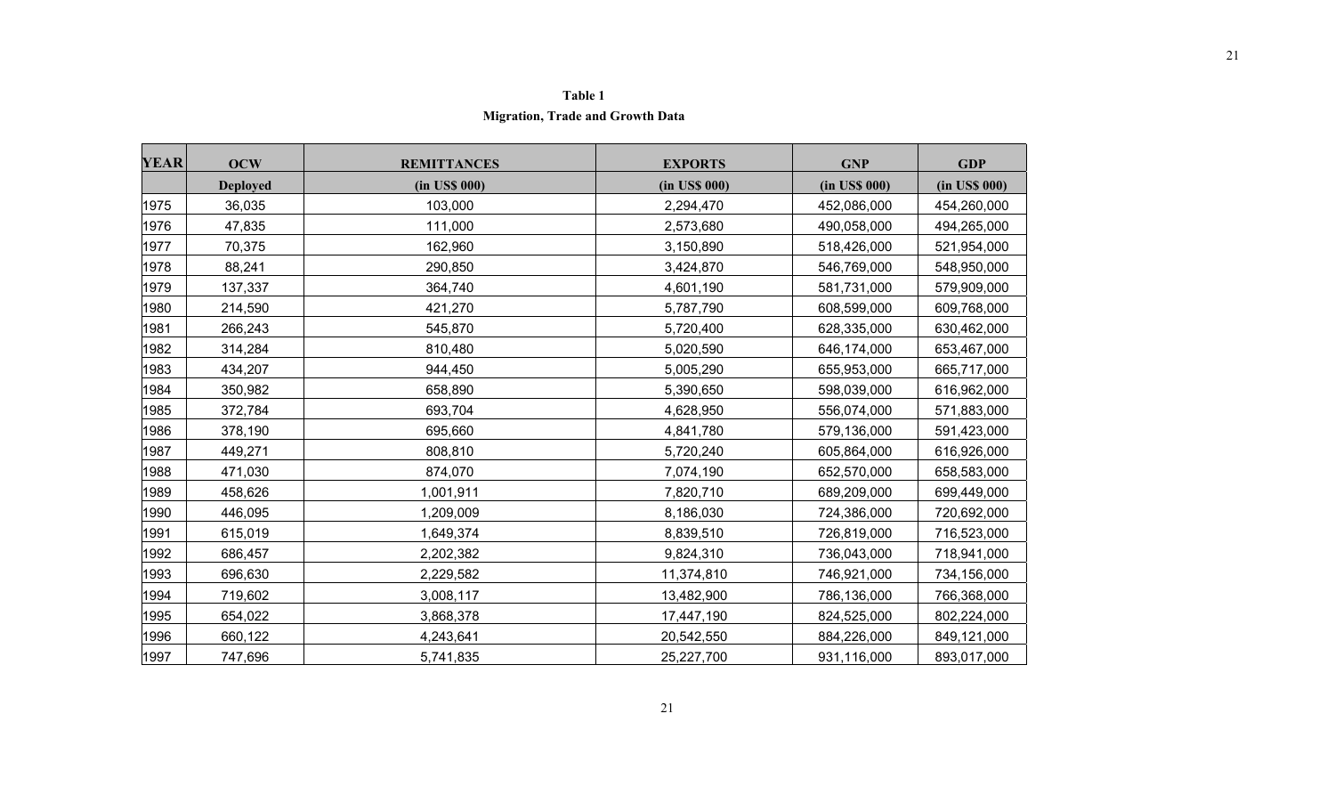**Table 1**

**Migration, Trade and Growth Data**

| YEAR | OCW | REMITTANCES | EXPORTS | GNP | GDP |
|---|---|---|---|---|---|
| | Deployed | (in US$ 000) | (in US$ 000) | (in US$ 000) | (in US$ 000) |
| 1975 | 36,035 | 103,000 | 2,294,470 | 452,086,000 | 454,260,000 |
| 1976 | 47,835 | 111,000 | 2,573,680 | 490,058,000 | 494,265,000 |
| 1977 | 70,375 | 162,960 | 3,150,890 | 518,426,000 | 521,954,000 |
| 1978 | 88,241 | 290,850 | 3,424,870 | 546,769,000 | 548,950,000 |
| 1979 | 137,337 | 364,740 | 4,601,190 | 581,731,000 | 579,909,000 |
| 1980 | 214,590 | 421,270 | 5,787,790 | 608,599,000 | 609,768,000 |
| 1981 | 266,243 | 545,870 | 5,720,400 | 628,335,000 | 630,462,000 |
| 1982 | 314,284 | 810,480 | 5,020,590 | 646,174,000 | 653,467,000 |
| 1983 | 434,207 | 944,450 | 5,005,290 | 655,953,000 | 665,717,000 |
| 1984 | 350,982 | 658,890 | 5,390,650 | 598,039,000 | 616,962,000 |
| 1985 | 372,784 | 693,704 | 4,628,950 | 556,074,000 | 571,883,000 |
| 1986 | 378,190 | 695,660 | 4,841,780 | 579,136,000 | 591,423,000 |
| 1987 | 449,271 | 808,810 | 5,720,240 | 605,864,000 | 616,926,000 |
| 1988 | 471,030 | 874,070 | 7,074,190 | 652,570,000 | 658,583,000 |
| 1989 | 458,626 | 1,001,911 | 7,820,710 | 689,209,000 | 699,449,000 |
| 1990 | 446,095 | 1,209,009 | 8,186,030 | 724,386,000 | 720,692,000 |
| 1991 | 615,019 | 1,649,374 | 8,839,510 | 726,819,000 | 716,523,000 |
| 1992 | 686,457 | 2,202,382 | 9,824,310 | 736,043,000 | 718,941,000 |
| 1993 | 696,630 | 2,229,582 | 11,374,810 | 746,921,000 | 734,156,000 |
| 1994 | 719,602 | 3,008,117 | 13,482,900 | 786,136,000 | 766,368,000 |
| 1995 | 654,022 | 3,868,378 | 17,447,190 | 824,525,000 | 802,224,000 |
| 1996 | 660,122 | 4,243,641 | 20,542,550 | 884,226,000 | 849,121,000 |
| 1997 | 747,696 | 5,741,835 | 25,227,700 | 931,116,000 | 893,017,000 |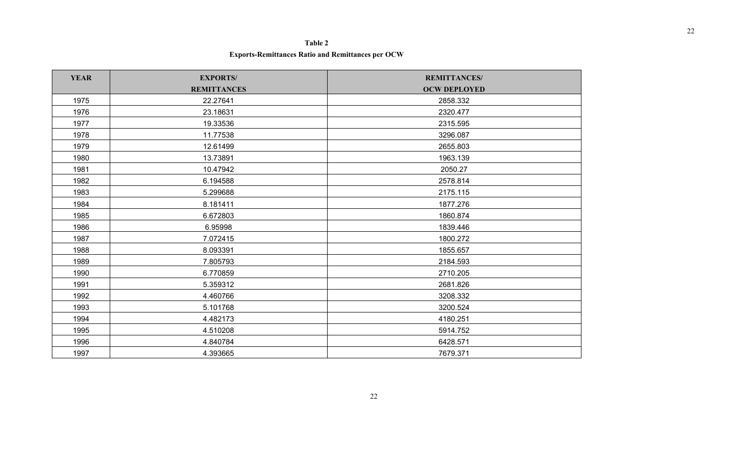**Table 2**

**Exports-Remittances Ratio and Remittances per OCW**

| YEAR | EXPORTS/ REMITTANCES | REMITTANCES/ OCW DEPLOYED |
|---|---|---|
| 1975 | 22.27641 | 2858.332 |
| 1976 | 23.18631 | 2320.477 |
| 1977 | 19.33536 | 2315.595 |
| 1978 | 11.77538 | 3296.087 |
| 1979 | 12.61499 | 2655.803 |
| 1980 | 13.73891 | 1963.139 |
| 1981 | 10.47942 | 2050.27 |
| 1982 | 6.194588 | 2578.814 |
| 1983 | 5.299688 | 2175.115 |
| 1984 | 8.181411 | 1877.276 |
| 1985 | 6.672803 | 1860.874 |
| 1986 | 6.95998 | 1839.446 |
| 1987 | 7.072415 | 1800.272 |
| 1988 | 8.093391 | 1855.657 |
| 1989 | 7.805793 | 2184.593 |
| 1990 | 6.770859 | 2710.205 |
| 1991 | 5.359312 | 2681.826 |
| 1992 | 4.460766 | 3208.332 |
| 1993 | 5.101768 | 3200.524 |
| 1994 | 4.482173 | 4180.251 |
| 1995 | 4.510208 | 5914.752 |
| 1996 | 4.840784 | 6428.571 |
| 1997 | 4.393665 | 7679.371 |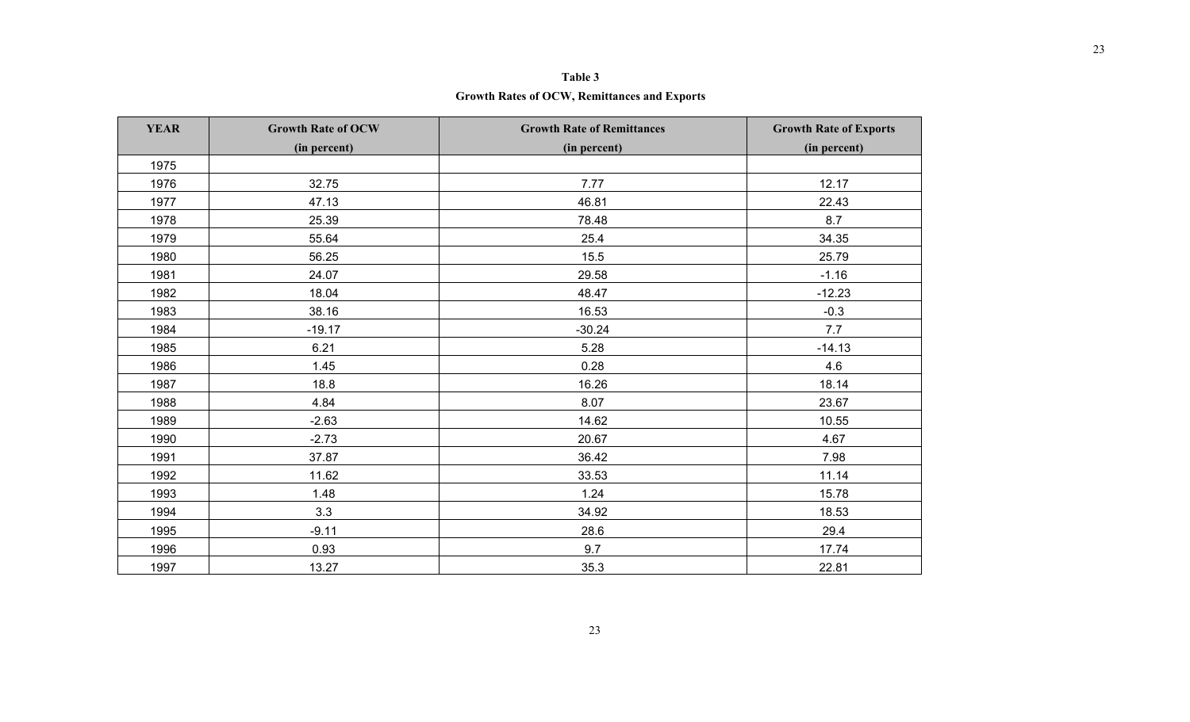**Table 3**

**Growth Rates of OCW, Remittances and Exports**

| YEAR | Growth Rate of OCW (in percent) | Growth Rate of Remittances (in percent) | Growth Rate of Exports (in percent) |
|---|---|---|---|
| 1975 | | | |
| 1976 | 32.75 | 7.77 | 12.17 |
| 1977 | 47.13 | 46.81 | 22.43 |
| 1978 | 25.39 | 78.48 | 8.7 |
| 1979 | 55.64 | 25.4 | 34.35 |
| 1980 | 56.25 | 15.5 | 25.79 |
| 1981 | 24.07 | 29.58 | -1.16 |
| 1982 | 18.04 | 48.47 | -12.23 |
| 1983 | 38.16 | 16.53 | -0.3 |
| 1984 | -19.17 | -30.24 | 7.7 |
| 1985 | 6.21 | 5.28 | -14.13 |
| 1986 | 1.45 | 0.28 | 4.6 |
| 1987 | 18.8 | 16.26 | 18.14 |
| 1988 | 4.84 | 8.07 | 23.67 |
| 1989 | -2.63 | 14.62 | 10.55 |
| 1990 | -2.73 | 20.67 | 4.67 |
| 1991 | 37.87 | 36.42 | 7.98 |
| 1992 | 11.62 | 33.53 | 11.14 |
| 1993 | 1.48 | 1.24 | 15.78 |
| 1994 | 3.3 | 34.92 | 18.53 |
| 1995 | -9.11 | 28.6 | 29.4 |
| 1996 | 0.93 | 9.7 | 17.74 |
| 1997 | 13.27 | 35.3 | 22.81 |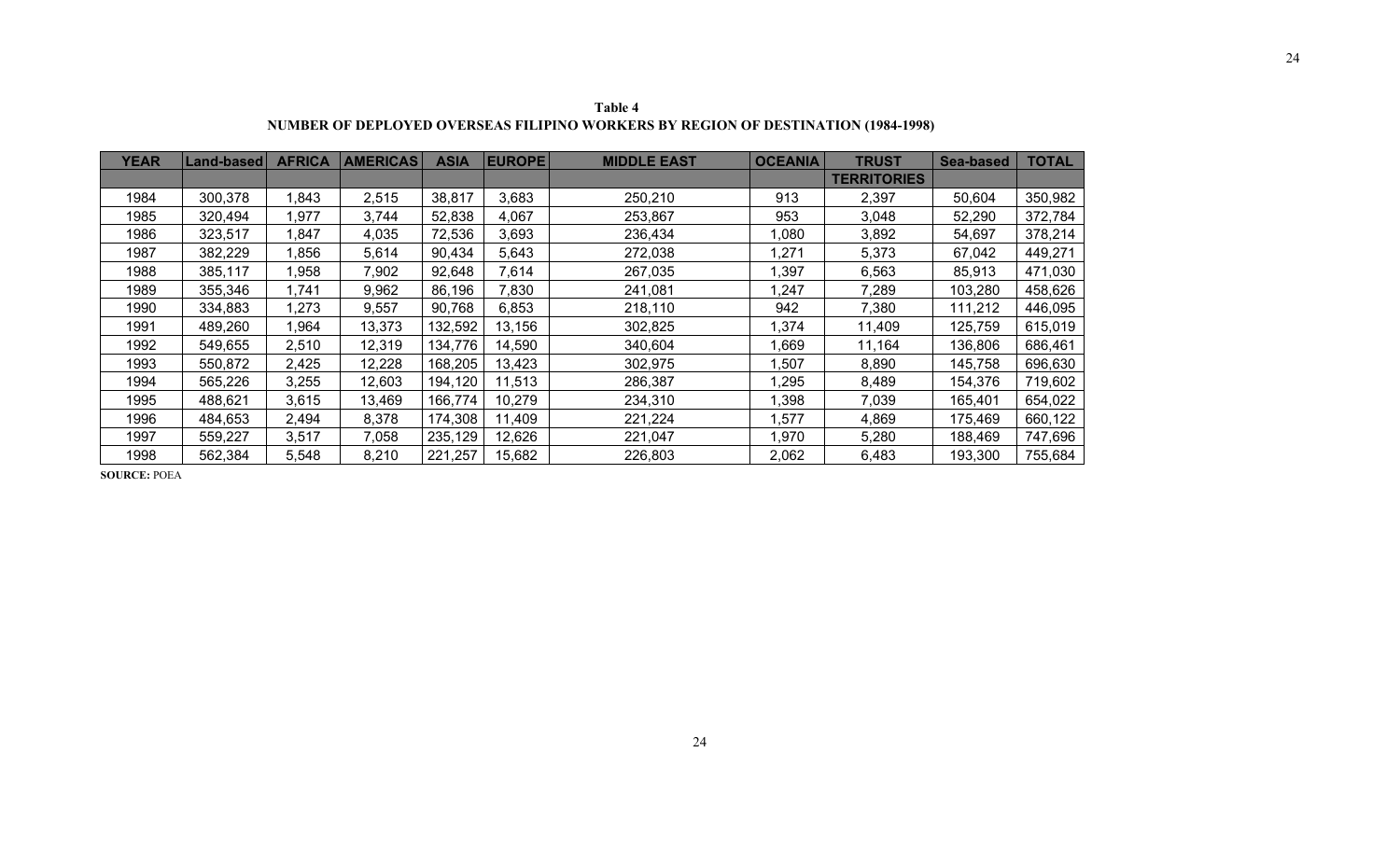**Table 4**

**NUMBER OF DEPLOYED OVERSEAS FILIPINO WORKERS BY REGION OF DESTINATION (1984-1998)**

| YEAR | Land-based | AFRICA | AMERICAS | ASIA | EUROPE | MIDDLE EAST | OCEANIA | TRUST TERRITORIES | Sea-based | TOTAL |
|---|---|---|---|---|---|---|---|---|---|---|
| 1984 | 300,378 | 1,843 | 2,515 | 38,817 | 3,683 | 250,210 | 913 | 2,397 | 50,604 | 350,982 |
| 1985 | 320,494 | 1,977 | 3,744 | 52,838 | 4,067 | 253,867 | 953 | 3,048 | 52,290 | 372,784 |
| 1986 | 323,517 | 1,847 | 4,035 | 72,536 | 3,693 | 236,434 | 1,080 | 3,892 | 54,697 | 378,214 |
| 1987 | 382,229 | 1,856 | 5,614 | 90,434 | 5,643 | 272,038 | 1,271 | 5,373 | 67,042 | 449,271 |
| 1988 | 385,117 | 1,958 | 7,902 | 92,648 | 7,614 | 267,035 | 1,397 | 6,563 | 85,913 | 471,030 |
| 1989 | 355,346 | 1,741 | 9,962 | 86,196 | 7,830 | 241,081 | 1,247 | 7,289 | 103,280 | 458,626 |
| 1990 | 334,883 | 1,273 | 9,557 | 90,768 | 6,853 | 218,110 | 942 | 7,380 | 111,212 | 446,095 |
| 1991 | 489,260 | 1,964 | 13,373 | 132,592 | 13,156 | 302,825 | 1,374 | 11,409 | 125,759 | 615,019 |
| 1992 | 549,655 | 2,510 | 12,319 | 134,776 | 14,590 | 340,604 | 1,669 | 11,164 | 136,806 | 686,461 |
| 1993 | 550,872 | 2,425 | 12,228 | 168,205 | 13,423 | 302,975 | 1,507 | 8,890 | 145,758 | 696,630 |
| 1994 | 565,226 | 3,255 | 12,603 | 194,120 | 11,513 | 286,387 | 1,295 | 8,489 | 154,376 | 719,602 |
| 1995 | 488,621 | 3,615 | 13,469 | 166,774 | 10,279 | 234,310 | 1,398 | 7,039 | 165,401 | 654,022 |
| 1996 | 484,653 | 2,494 | 8,378 | 174,308 | 11,409 | 221,224 | 1,577 | 4,869 | 175,469 | 660,122 |
| 1997 | 559,227 | 3,517 | 7,058 | 235,129 | 12,626 | 221,047 | 1,970 | 5,280 | 188,469 | 747,696 |
| 1998 | 562,384 | 5,548 | 8,210 | 221,257 | 15,682 | 226,803 | 2,062 | 6,483 | 193,300 | 755,684 |

**SOURCE:** POEA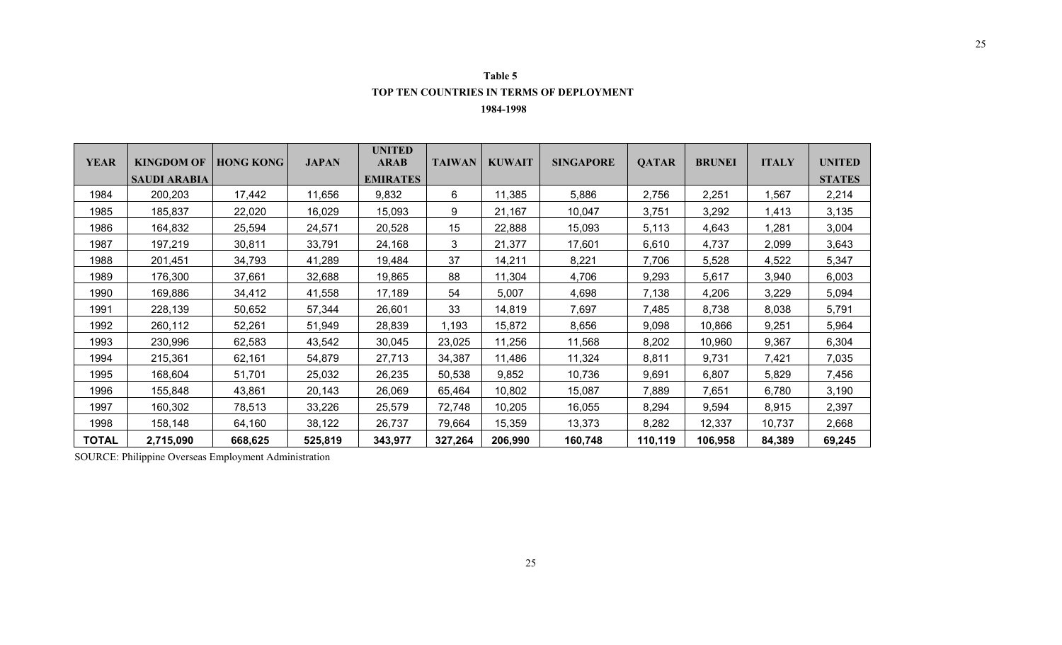**Table 5**

**TOP TEN COUNTRIES IN TERMS OF DEPLOYMENT**

**1984-1998**

| YEAR | KINGDOM OF SAUDI ARABIA | HONG KONG | JAPAN | UNITED ARAB EMIRATES | TAIWAN | KUWAIT | SINGAPORE | QATAR | BRUNEI | ITALY | UNITED STATES |
|---|---|---|---|---|---|---|---|---|---|---|---|
| 1984 | 200,203 | 17,442 | 11,656 | 9,832 | 6 | 11,385 | 5,886 | 2,756 | 2,251 | 1,567 | 2,214 |
| 1985 | 185,837 | 22,020 | 16,029 | 15,093 | 9 | 21,167 | 10,047 | 3,751 | 3,292 | 1,413 | 3,135 |
| 1986 | 164,832 | 25,594 | 24,571 | 20,528 | 15 | 22,888 | 15,093 | 5,113 | 4,643 | 1,281 | 3,004 |
| 1987 | 197,219 | 30,811 | 33,791 | 24,168 | 3 | 21,377 | 17,601 | 6,610 | 4,737 | 2,099 | 3,643 |
| 1988 | 201,451 | 34,793 | 41,289 | 19,484 | 37 | 14,211 | 8,221 | 7,706 | 5,528 | 4,522 | 5,347 |
| 1989 | 176,300 | 37,661 | 32,688 | 19,865 | 88 | 11,304 | 4,706 | 9,293 | 5,617 | 3,940 | 6,003 |
| 1990 | 169,886 | 34,412 | 41,558 | 17,189 | 54 | 5,007 | 4,698 | 7,138 | 4,206 | 3,229 | 5,094 |
| 1991 | 228,139 | 50,652 | 57,344 | 26,601 | 33 | 14,819 | 7,697 | 7,485 | 8,738 | 8,038 | 5,791 |
| 1992 | 260,112 | 52,261 | 51,949 | 28,839 | 1,193 | 15,872 | 8,656 | 9,098 | 10,866 | 9,251 | 5,964 |
| 1993 | 230,996 | 62,583 | 43,542 | 30,045 | 23,025 | 11,256 | 11,568 | 8,202 | 10,960 | 9,367 | 6,304 |
| 1994 | 215,361 | 62,161 | 54,879 | 27,713 | 34,387 | 11,486 | 11,324 | 8,811 | 9,731 | 7,421 | 7,035 |
| 1995 | 168,604 | 51,701 | 25,032 | 26,235 | 50,538 | 9,852 | 10,736 | 9,691 | 6,807 | 5,829 | 7,456 |
| 1996 | 155,848 | 43,861 | 20,143 | 26,069 | 65,464 | 10,802 | 15,087 | 7,889 | 7,651 | 6,780 | 3,190 |
| 1997 | 160,302 | 78,513 | 33,226 | 25,579 | 72,748 | 10,205 | 16,055 | 8,294 | 9,594 | 8,915 | 2,397 |
| 1998 | 158,148 | 64,160 | 38,122 | 26,737 | 79,664 | 15,359 | 13,373 | 8,282 | 12,337 | 10,737 | 2,668 |
| **TOTAL** | **2,715,090** | **668,625** | **525,819** | **343,977** | **327,264** | **206,990** | **160,748** | **110,119** | **106,958** | **84,389** | **69,245** |

SOURCE: Philippine Overseas Employment Administration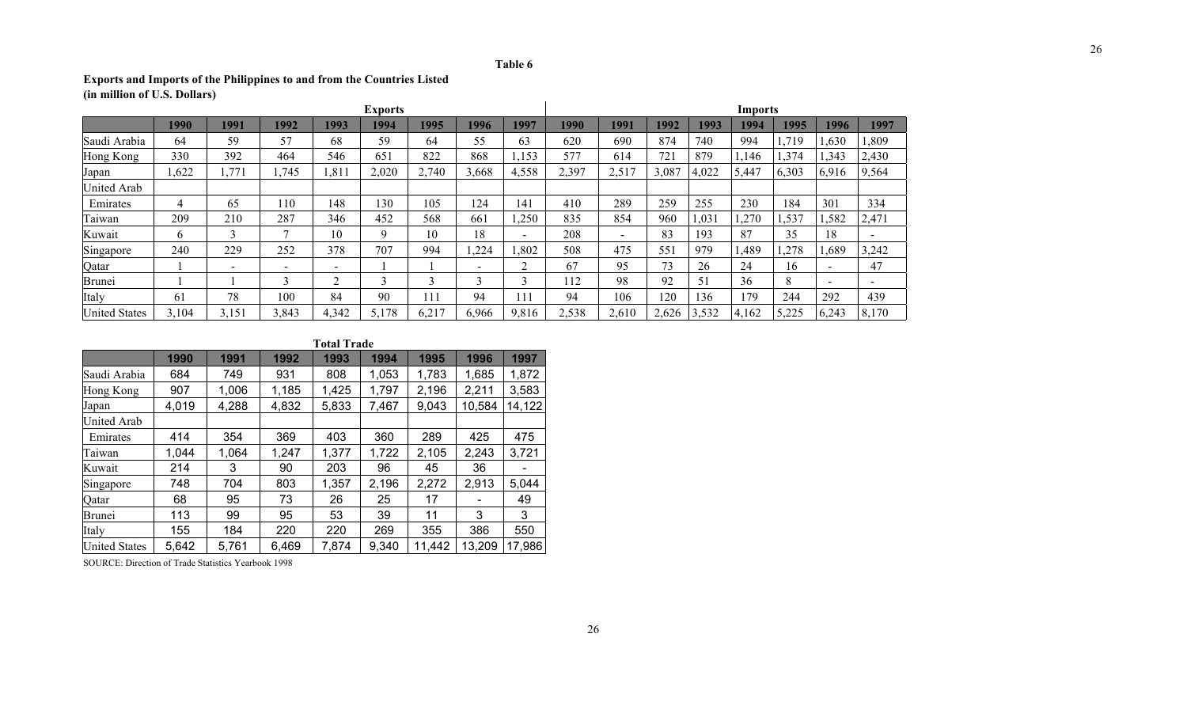**Table 6**

**Exports and Imports of the Philippines to and from the Countries Listed**
**(in million of U.S. Dollars)**

| | Exports | | | | | | | | Imports | | | | | | | |
|---|---|---|---|---|---|---|---|---|---|---|---|---|---|---|---|---|
| | 1990 | 1991 | 1992 | 1993 | 1994 | 1995 | 1996 | 1997 | 1990 | 1991 | 1992 | 1993 | 1994 | 1995 | 1996 | 1997 |
| Saudi Arabia | 64 | 59 | 57 | 68 | 59 | 64 | 55 | 63 | 620 | 690 | 874 | 740 | 994 | 1,719 | 1,630 | 1,809 |
| Hong Kong | 330 | 392 | 464 | 546 | 651 | 822 | 868 | 1,153 | 577 | 614 | 721 | 879 | 1,146 | 1,374 | 1,343 | 2,430 |
| Japan | 1,622 | 1,771 | 1,745 | 1,811 | 2,020 | 2,740 | 3,668 | 4,558 | 2,397 | 2,517 | 3,087 | 4,022 | 5,447 | 6,303 | 6,916 | 9,564 |
| United Arab Emirates | 4 | 65 | 110 | 148 | 130 | 105 | 124 | 141 | 410 | 289 | 259 | 255 | 230 | 184 | 301 | 334 |
| Taiwan | 209 | 210 | 287 | 346 | 452 | 568 | 661 | 1,250 | 835 | 854 | 960 | 1,031 | 1,270 | 1,537 | 1,582 | 2,471 |
| Kuwait | 6 | 3 | 7 | 10 | 9 | 10 | 18 | - | 208 | - | 83 | 193 | 87 | 35 | 18 | - |
| Singapore | 240 | 229 | 252 | 378 | 707 | 994 | 1,224 | 1,802 | 508 | 475 | 551 | 979 | 1,489 | 1,278 | 1,689 | 3,242 |
| Qatar | 1 | - | - | - | 1 | 1 | - | 2 | 67 | 95 | 73 | 26 | 24 | 16 | - | 47 |
| Brunei | 1 | 1 | 3 | 2 | 3 | 3 | 3 | 3 | 112 | 98 | 92 | 51 | 36 | 8 | - | - |
| Italy | 61 | 78 | 100 | 84 | 90 | 111 | 94 | 111 | 94 | 106 | 120 | 136 | 179 | 244 | 292 | 439 |
| United States | 3,104 | 3,151 | 3,843 | 4,342 | 5,178 | 6,217 | 6,966 | 9,816 | 2,538 | 2,610 | 2,626 | 3,532 | 4,162 | 5,225 | 6,243 | 8,170 |

| | Total Trade | | | | | | | |
|---|---|---|---|---|---|---|---|---|
| | 1990 | 1991 | 1992 | 1993 | 1994 | 1995 | 1996 | 1997 |
| Saudi Arabia | 684 | 749 | 931 | 808 | 1,053 | 1,783 | 1,685 | 1,872 |
| Hong Kong | 907 | 1,006 | 1,185 | 1,425 | 1,797 | 2,196 | 2,211 | 3,583 |
| Japan | 4,019 | 4,288 | 4,832 | 5,833 | 7,467 | 9,043 | 10,584 | 14,122 |
| United Arab Emirates | 414 | 354 | 369 | 403 | 360 | 289 | 425 | 475 |
| Taiwan | 1,044 | 1,064 | 1,247 | 1,377 | 1,722 | 2,105 | 2,243 | 3,721 |
| Kuwait | 214 | 3 | 90 | 203 | 96 | 45 | 36 | - |
| Singapore | 748 | 704 | 803 | 1,357 | 2,196 | 2,272 | 2,913 | 5,044 |
| Qatar | 68 | 95 | 73 | 26 | 25 | 17 | - | 49 |
| Brunei | 113 | 99 | 95 | 53 | 39 | 11 | 3 | 3 |
| Italy | 155 | 184 | 220 | 220 | 269 | 355 | 386 | 550 |
| United States | 5,642 | 5,761 | 6,469 | 7,874 | 9,340 | 11,442 | 13,209 | 17,986 |

SOURCE: Direction of Trade Statistics Yearbook 1998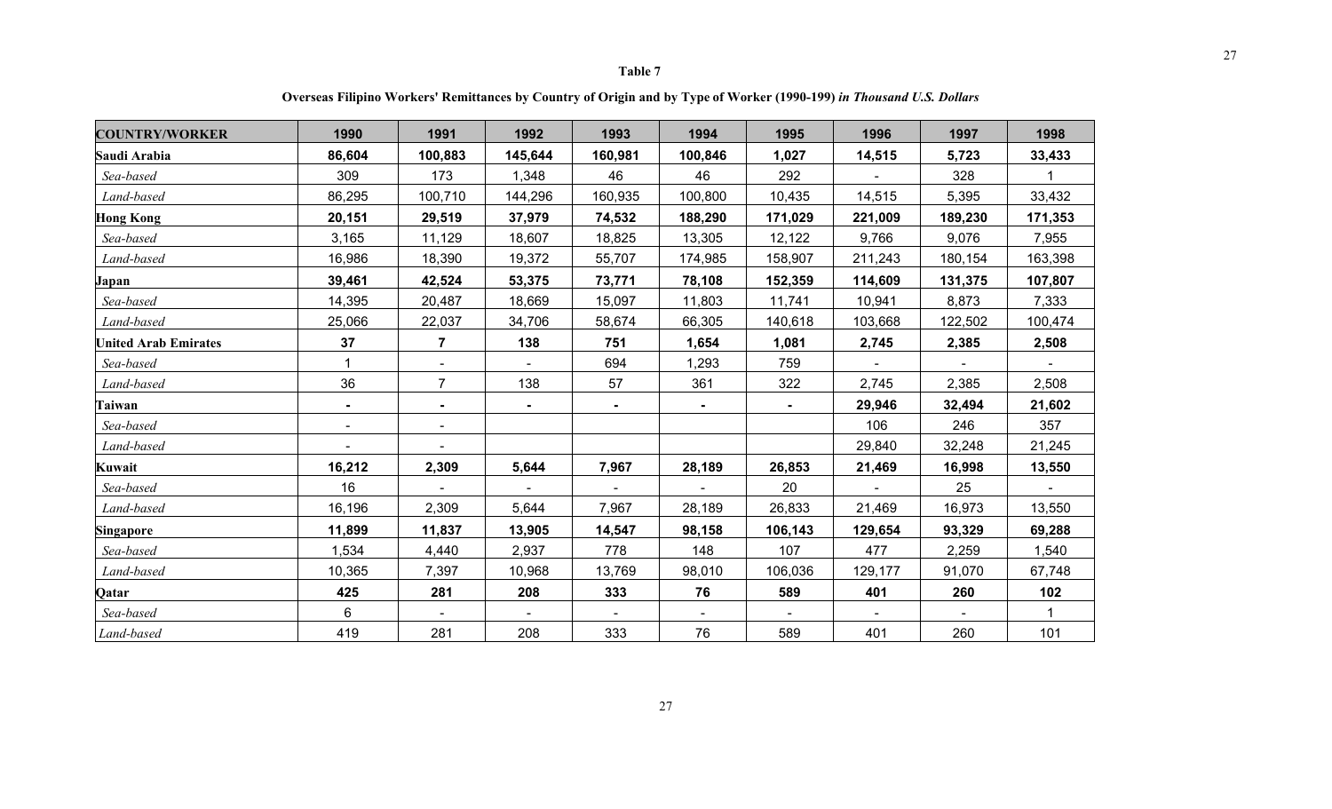**Table 7**

**Overseas Filipino Workers' Remittances by Country of Origin and by Type of Worker (1990-199)** ***in Thousand U.S. Dollars***

| COUNTRY/WORKER | 1990 | 1991 | 1992 | 1993 | 1994 | 1995 | 1996 | 1997 | 1998 |
|---|---|---|---|---|---|---|---|---|---|
| **Saudi Arabia** | **86,604** | **100,883** | **145,644** | **160,981** | **100,846** | **1,027** | **14,515** | **5,723** | **33,433** |
| *Sea-based* | 309 | 173 | 1,348 | 46 | 46 | 292 | - | 328 | 1 |
| *Land-based* | 86,295 | 100,710 | 144,296 | 160,935 | 100,800 | 10,435 | 14,515 | 5,395 | 33,432 |
| **Hong Kong** | **20,151** | **29,519** | **37,979** | **74,532** | **188,290** | **171,029** | **221,009** | **189,230** | **171,353** |
| *Sea-based* | 3,165 | 11,129 | 18,607 | 18,825 | 13,305 | 12,122 | 9,766 | 9,076 | 7,955 |
| *Land-based* | 16,986 | 18,390 | 19,372 | 55,707 | 174,985 | 158,907 | 211,243 | 180,154 | 163,398 |
| **Japan** | **39,461** | **42,524** | **53,375** | **73,771** | **78,108** | **152,359** | **114,609** | **131,375** | **107,807** |
| *Sea-based* | 14,395 | 20,487 | 18,669 | 15,097 | 11,803 | 11,741 | 10,941 | 8,873 | 7,333 |
| *Land-based* | 25,066 | 22,037 | 34,706 | 58,674 | 66,305 | 140,618 | 103,668 | 122,502 | 100,474 |
| **United Arab Emirates** | **37** | **7** | **138** | **751** | **1,654** | **1,081** | **2,745** | **2,385** | **2,508** |
| *Sea-based* | 1 | - | - | 694 | 1,293 | 759 | - | - | - |
| *Land-based* | 36 | 7 | 138 | 57 | 361 | 322 | 2,745 | 2,385 | 2,508 |
| **Taiwan** | **-** | **-** | **-** | **-** | **-** | **-** | **29,946** | **32,494** | **21,602** |
| *Sea-based* | - | - | | | | | 106 | 246 | 357 |
| *Land-based* | - | - | | | | | 29,840 | 32,248 | 21,245 |
| **Kuwait** | **16,212** | **2,309** | **5,644** | **7,967** | **28,189** | **26,853** | **21,469** | **16,998** | **13,550** |
| *Sea-based* | 16 | - | - | - | - | 20 | - | 25 | - |
| *Land-based* | 16,196 | 2,309 | 5,644 | 7,967 | 28,189 | 26,833 | 21,469 | 16,973 | 13,550 |
| **Singapore** | **11,899** | **11,837** | **13,905** | **14,547** | **98,158** | **106,143** | **129,654** | **93,329** | **69,288** |
| *Sea-based* | 1,534 | 4,440 | 2,937 | 778 | 148 | 107 | 477 | 2,259 | 1,540 |
| *Land-based* | 10,365 | 7,397 | 10,968 | 13,769 | 98,010 | 106,036 | 129,177 | 91,070 | 67,748 |
| **Qatar** | **425** | **281** | **208** | **333** | **76** | **589** | **401** | **260** | **102** |
| *Sea-based* | 6 | - | - | - | - | - | - | - | 1 |
| *Land-based* | 419 | 281 | 208 | 333 | 76 | 589 | 401 | 260 | 101 |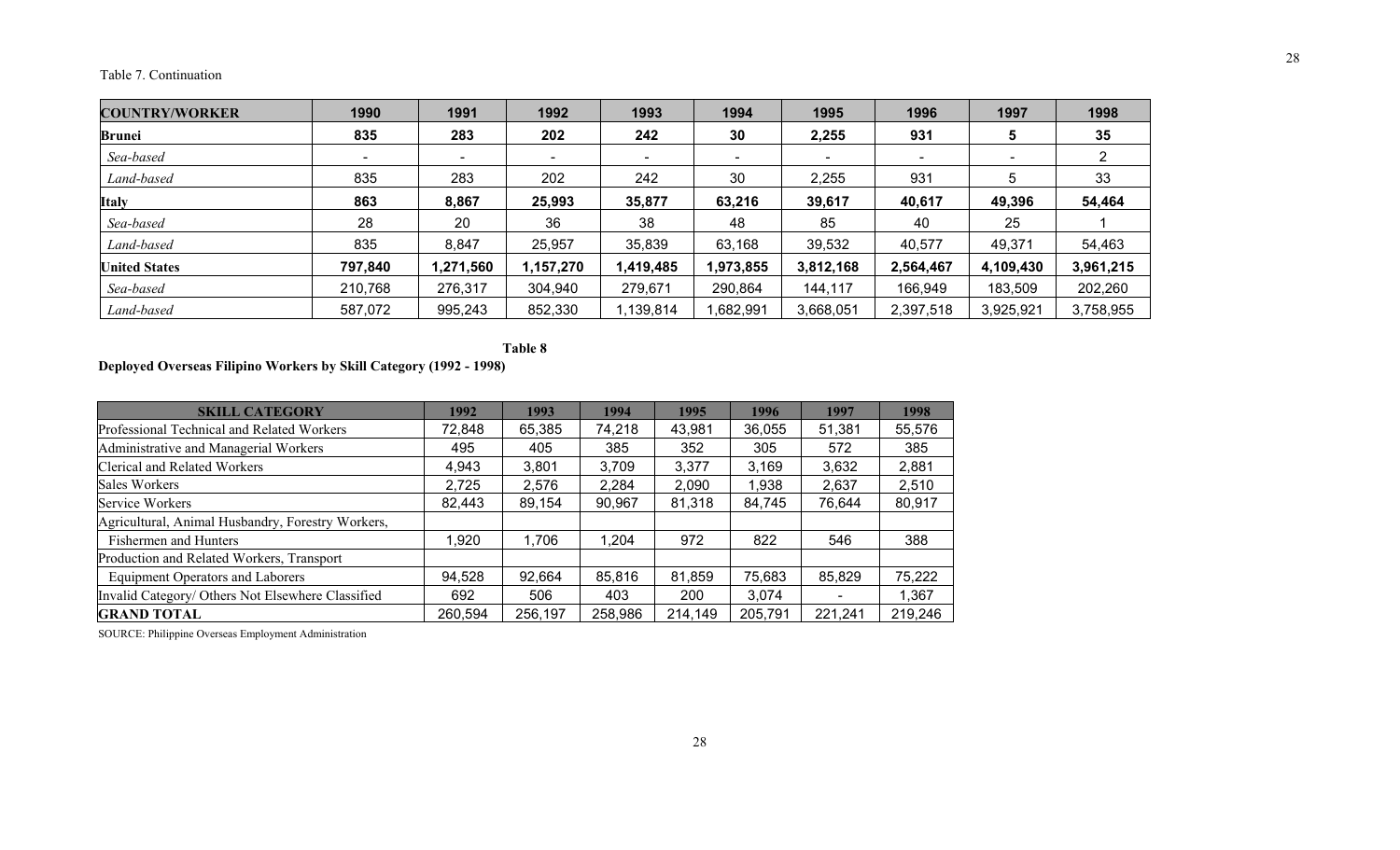Table 7. Continuation

| COUNTRY/WORKER | 1990 | 1991 | 1992 | 1993 | 1994 | 1995 | 1996 | 1997 | 1998 |
|---|---|---|---|---|---|---|---|---|---|
| **Brunei** | **835** | **283** | **202** | **242** | **30** | **2,255** | **931** | **5** | **35** |
| *Sea-based* | - | - | - | - | - | - | - | - | 2 |
| *Land-based* | 835 | 283 | 202 | 242 | 30 | 2,255 | 931 | 5 | 33 |
| **Italy** | **863** | **8,867** | **25,993** | **35,877** | **63,216** | **39,617** | **40,617** | **49,396** | **54,464** |
| *Sea-based* | 28 | 20 | 36 | 38 | 48 | 85 | 40 | 25 | 1 |
| *Land-based* | 835 | 8,847 | 25,957 | 35,839 | 63,168 | 39,532 | 40,577 | 49,371 | 54,463 |
| **United States** | **797,840** | **1,271,560** | **1,157,270** | **1,419,485** | **1,973,855** | **3,812,168** | **2,564,467** | **4,109,430** | **3,961,215** |
| *Sea-based* | 210,768 | 276,317 | 304,940 | 279,671 | 290,864 | 144,117 | 166,949 | 183,509 | 202,260 |
| *Land-based* | 587,072 | 995,243 | 852,330 | 1,139,814 | 1,682,991 | 3,668,051 | 2,397,518 | 3,925,921 | 3,758,955 |

**Table 8**

**Deployed Overseas Filipino Workers by Skill Category (1992 - 1998)**

| SKILL CATEGORY | 1992 | 1993 | 1994 | 1995 | 1996 | 1997 | 1998 |
|---|---|---|---|---|---|---|---|
| Professional Technical and Related Workers | 72,848 | 65,385 | 74,218 | 43,981 | 36,055 | 51,381 | 55,576 |
| Administrative and Managerial Workers | 495 | 405 | 385 | 352 | 305 | 572 | 385 |
| Clerical and Related Workers | 4,943 | 3,801 | 3,709 | 3,377 | 3,169 | 3,632 | 2,881 |
| Sales Workers | 2,725 | 2,576 | 2,284 | 2,090 | 1,938 | 2,637 | 2,510 |
| Service Workers | 82,443 | 89,154 | 90,967 | 81,318 | 84,745 | 76,644 | 80,917 |
| Agricultural, Animal Husbandry, Forestry Workers, Fishermen and Hunters | 1,920 | 1,706 | 1,204 | 972 | 822 | 546 | 388 |
| Production and Related Workers, Transport Equipment Operators and Laborers | 94,528 | 92,664 | 85,816 | 81,859 | 75,683 | 85,829 | 75,222 |
| Invalid Category/ Others Not Elsewhere Classified | 692 | 506 | 403 | 200 | 3,074 | - | 1,367 |
| **GRAND TOTAL** | 260,594 | 256,197 | 258,986 | 214,149 | 205,791 | 221,241 | 219,246 |

SOURCE: Philippine Overseas Employment Administration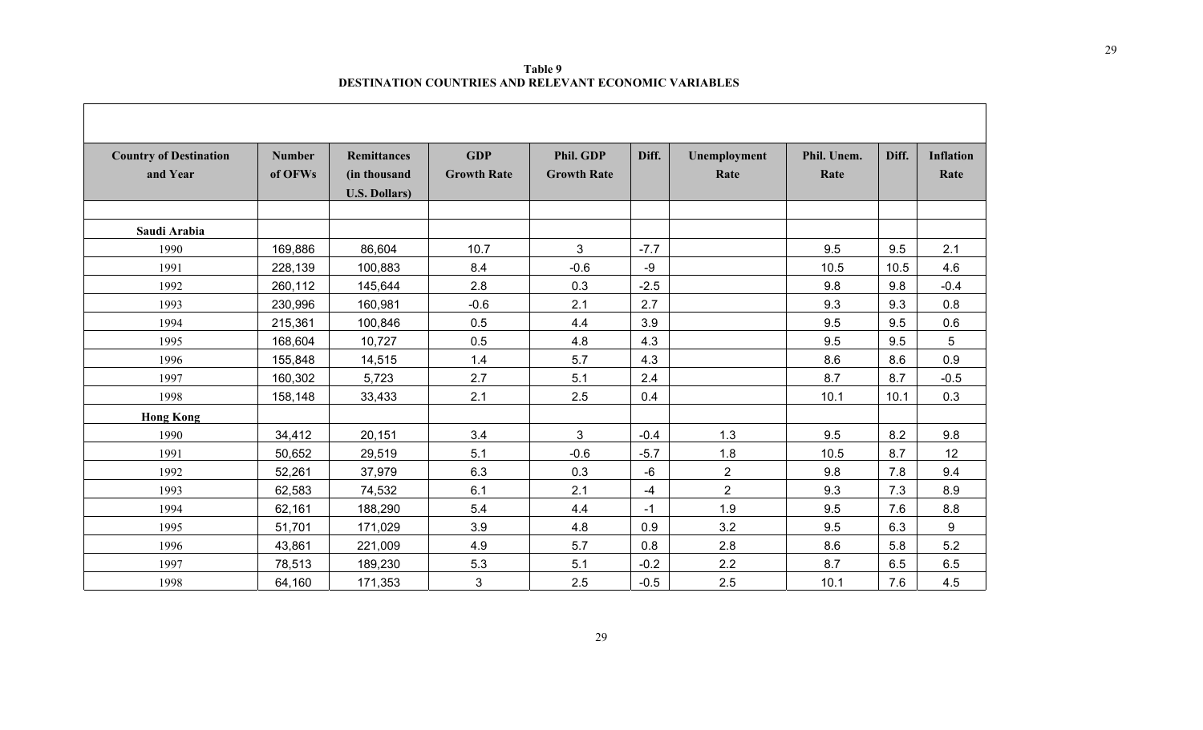**Table 9**
**DESTINATION COUNTRIES AND RELEVANT ECONOMIC VARIABLES**

| Country of Destination and Year | Number of OFWs | Remittances (in thousand U.S. Dollars) | GDP Growth Rate | Phil. GDP Growth Rate | Diff. | Unemployment Rate | Phil. Unem. Rate | Diff. | Inflation Rate |
|---|---|---|---|---|---|---|---|---|---|
| | | | | | | | | | |
| **Saudi Arabia** | | | | | | | | | |
| 1990 | 169,886 | 86,604 | 10.7 | 3 | -7.7 | | 9.5 | 9.5 | 2.1 |
| 1991 | 228,139 | 100,883 | 8.4 | -0.6 | -9 | | 10.5 | 10.5 | 4.6 |
| 1992 | 260,112 | 145,644 | 2.8 | 0.3 | -2.5 | | 9.8 | 9.8 | -0.4 |
| 1993 | 230,996 | 160,981 | -0.6 | 2.1 | 2.7 | | 9.3 | 9.3 | 0.8 |
| 1994 | 215,361 | 100,846 | 0.5 | 4.4 | 3.9 | | 9.5 | 9.5 | 0.6 |
| 1995 | 168,604 | 10,727 | 0.5 | 4.8 | 4.3 | | 9.5 | 9.5 | 5 |
| 1996 | 155,848 | 14,515 | 1.4 | 5.7 | 4.3 | | 8.6 | 8.6 | 0.9 |
| 1997 | 160,302 | 5,723 | 2.7 | 5.1 | 2.4 | | 8.7 | 8.7 | -0.5 |
| 1998 | 158,148 | 33,433 | 2.1 | 2.5 | 0.4 | | 10.1 | 10.1 | 0.3 |
| **Hong Kong** | | | | | | | | | |
| 1990 | 34,412 | 20,151 | 3.4 | 3 | -0.4 | 1.3 | 9.5 | 8.2 | 9.8 |
| 1991 | 50,652 | 29,519 | 5.1 | -0.6 | -5.7 | 1.8 | 10.5 | 8.7 | 12 |
| 1992 | 52,261 | 37,979 | 6.3 | 0.3 | -6 | 2 | 9.8 | 7.8 | 9.4 |
| 1993 | 62,583 | 74,532 | 6.1 | 2.1 | -4 | 2 | 9.3 | 7.3 | 8.9 |
| 1994 | 62,161 | 188,290 | 5.4 | 4.4 | -1 | 1.9 | 9.5 | 7.6 | 8.8 |
| 1995 | 51,701 | 171,029 | 3.9 | 4.8 | 0.9 | 3.2 | 9.5 | 6.3 | 9 |
| 1996 | 43,861 | 221,009 | 4.9 | 5.7 | 0.8 | 2.8 | 8.6 | 5.8 | 5.2 |
| 1997 | 78,513 | 189,230 | 5.3 | 5.1 | -0.2 | 2.2 | 8.7 | 6.5 | 6.5 |
| 1998 | 64,160 | 171,353 | 3 | 2.5 | -0.5 | 2.5 | 10.1 | 7.6 | 4.5 |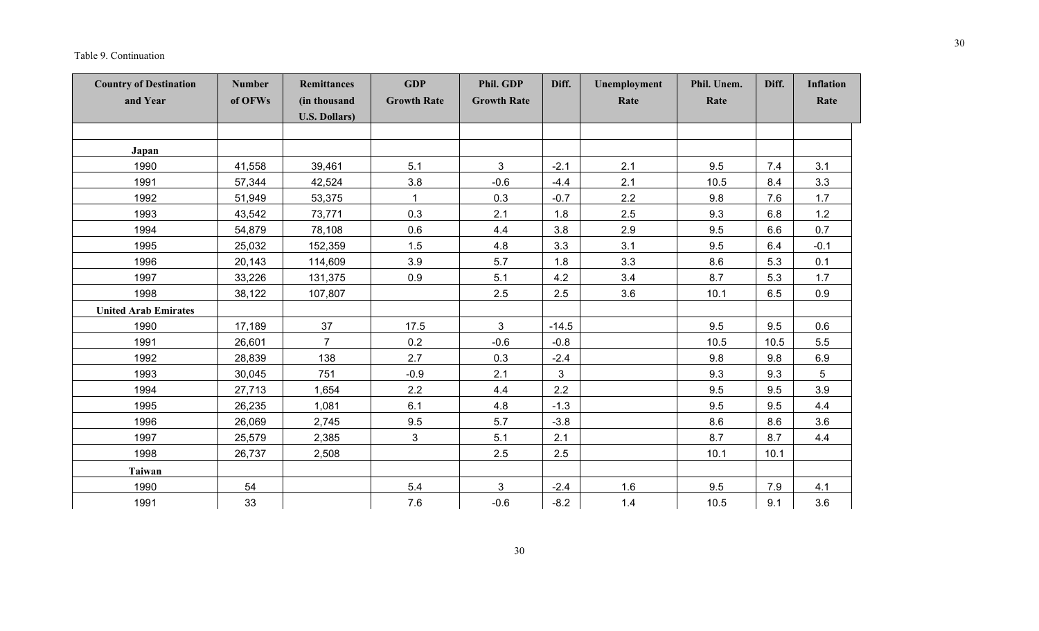Table 9. Continuation

| Country of Destination and Year | Number of OFWs | Remittances (in thousand U.S. Dollars) | GDP Growth Rate | Phil. GDP Growth Rate | Diff. | Unemployment Rate | Phil. Unem. Rate | Diff. | Inflation Rate |
|---|---|---|---|---|---|---|---|---|---|
| | | | | | | | | | |
| **Japan** | | | | | | | | | |
| 1990 | 41,558 | 39,461 | 5.1 | 3 | -2.1 | 2.1 | 9.5 | 7.4 | 3.1 |
| 1991 | 57,344 | 42,524 | 3.8 | -0.6 | -4.4 | 2.1 | 10.5 | 8.4 | 3.3 |
| 1992 | 51,949 | 53,375 | 1 | 0.3 | -0.7 | 2.2 | 9.8 | 7.6 | 1.7 |
| 1993 | 43,542 | 73,771 | 0.3 | 2.1 | 1.8 | 2.5 | 9.3 | 6.8 | 1.2 |
| 1994 | 54,879 | 78,108 | 0.6 | 4.4 | 3.8 | 2.9 | 9.5 | 6.6 | 0.7 |
| 1995 | 25,032 | 152,359 | 1.5 | 4.8 | 3.3 | 3.1 | 9.5 | 6.4 | -0.1 |
| 1996 | 20,143 | 114,609 | 3.9 | 5.7 | 1.8 | 3.3 | 8.6 | 5.3 | 0.1 |
| 1997 | 33,226 | 131,375 | 0.9 | 5.1 | 4.2 | 3.4 | 8.7 | 5.3 | 1.7 |
| 1998 | 38,122 | 107,807 | | 2.5 | 2.5 | 3.6 | 10.1 | 6.5 | 0.9 |
| **United Arab Emirates** | | | | | | | | | |
| 1990 | 17,189 | 37 | 17.5 | 3 | -14.5 | | 9.5 | 9.5 | 0.6 |
| 1991 | 26,601 | 7 | 0.2 | -0.6 | -0.8 | | 10.5 | 10.5 | 5.5 |
| 1992 | 28,839 | 138 | 2.7 | 0.3 | -2.4 | | 9.8 | 9.8 | 6.9 |
| 1993 | 30,045 | 751 | -0.9 | 2.1 | 3 | | 9.3 | 9.3 | 5 |
| 1994 | 27,713 | 1,654 | 2.2 | 4.4 | 2.2 | | 9.5 | 9.5 | 3.9 |
| 1995 | 26,235 | 1,081 | 6.1 | 4.8 | -1.3 | | 9.5 | 9.5 | 4.4 |
| 1996 | 26,069 | 2,745 | 9.5 | 5.7 | -3.8 | | 8.6 | 8.6 | 3.6 |
| 1997 | 25,579 | 2,385 | 3 | 5.1 | 2.1 | | 8.7 | 8.7 | 4.4 |
| 1998 | 26,737 | 2,508 | | 2.5 | 2.5 | | 10.1 | 10.1 | |
| **Taiwan** | | | | | | | | | |
| 1990 | 54 | | 5.4 | 3 | -2.4 | 1.6 | 9.5 | 7.9 | 4.1 |
| 1991 | 33 | | 7.6 | -0.6 | -8.2 | 1.4 | 10.5 | 9.1 | 3.6 |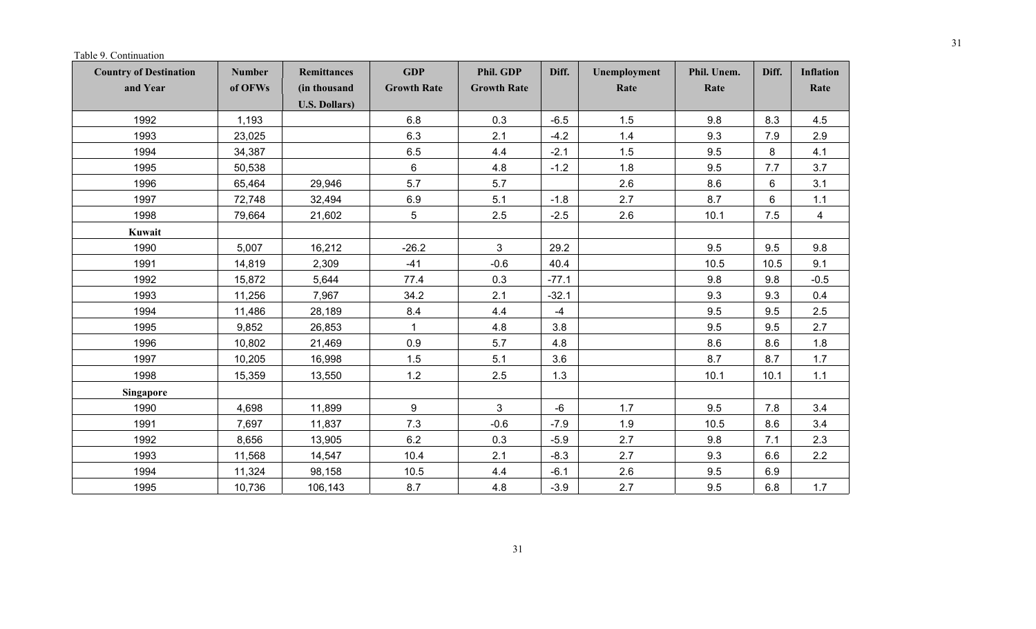Table 9. Continuation

| Country of Destination and Year | Number of OFWs | Remittances (in thousand U.S. Dollars) | GDP Growth Rate | Phil. GDP Growth Rate | Diff. | Unemployment Rate | Phil. Unem. Rate | Diff. | Inflation Rate |
|---|---|---|---|---|---|---|---|---|---|
| 1992 | 1,193 | | 6.8 | 0.3 | -6.5 | 1.5 | 9.8 | 8.3 | 4.5 |
| 1993 | 23,025 | | 6.3 | 2.1 | -4.2 | 1.4 | 9.3 | 7.9 | 2.9 |
| 1994 | 34,387 | | 6.5 | 4.4 | -2.1 | 1.5 | 9.5 | 8 | 4.1 |
| 1995 | 50,538 | | 6 | 4.8 | -1.2 | 1.8 | 9.5 | 7.7 | 3.7 |
| 1996 | 65,464 | 29,946 | 5.7 | 5.7 | | 2.6 | 8.6 | 6 | 3.1 |
| 1997 | 72,748 | 32,494 | 6.9 | 5.1 | -1.8 | 2.7 | 8.7 | 6 | 1.1 |
| 1998 | 79,664 | 21,602 | 5 | 2.5 | -2.5 | 2.6 | 10.1 | 7.5 | 4 |
| **Kuwait** | | | | | | | | | |
| 1990 | 5,007 | 16,212 | -26.2 | 3 | 29.2 | | 9.5 | 9.5 | 9.8 |
| 1991 | 14,819 | 2,309 | -41 | -0.6 | 40.4 | | 10.5 | 10.5 | 9.1 |
| 1992 | 15,872 | 5,644 | 77.4 | 0.3 | -77.1 | | 9.8 | 9.8 | -0.5 |
| 1993 | 11,256 | 7,967 | 34.2 | 2.1 | -32.1 | | 9.3 | 9.3 | 0.4 |
| 1994 | 11,486 | 28,189 | 8.4 | 4.4 | -4 | | 9.5 | 9.5 | 2.5 |
| 1995 | 9,852 | 26,853 | 1 | 4.8 | 3.8 | | 9.5 | 9.5 | 2.7 |
| 1996 | 10,802 | 21,469 | 0.9 | 5.7 | 4.8 | | 8.6 | 8.6 | 1.8 |
| 1997 | 10,205 | 16,998 | 1.5 | 5.1 | 3.6 | | 8.7 | 8.7 | 1.7 |
| 1998 | 15,359 | 13,550 | 1.2 | 2.5 | 1.3 | | 10.1 | 10.1 | 1.1 |
| **Singapore** | | | | | | | | | |
| 1990 | 4,698 | 11,899 | 9 | 3 | -6 | 1.7 | 9.5 | 7.8 | 3.4 |
| 1991 | 7,697 | 11,837 | 7.3 | -0.6 | -7.9 | 1.9 | 10.5 | 8.6 | 3.4 |
| 1992 | 8,656 | 13,905 | 6.2 | 0.3 | -5.9 | 2.7 | 9.8 | 7.1 | 2.3 |
| 1993 | 11,568 | 14,547 | 10.4 | 2.1 | -8.3 | 2.7 | 9.3 | 6.6 | 2.2 |
| 1994 | 11,324 | 98,158 | 10.5 | 4.4 | -6.1 | 2.6 | 9.5 | 6.9 | |
| 1995 | 10,736 | 106,143 | 8.7 | 4.8 | -3.9 | 2.7 | 9.5 | 6.8 | 1.7 |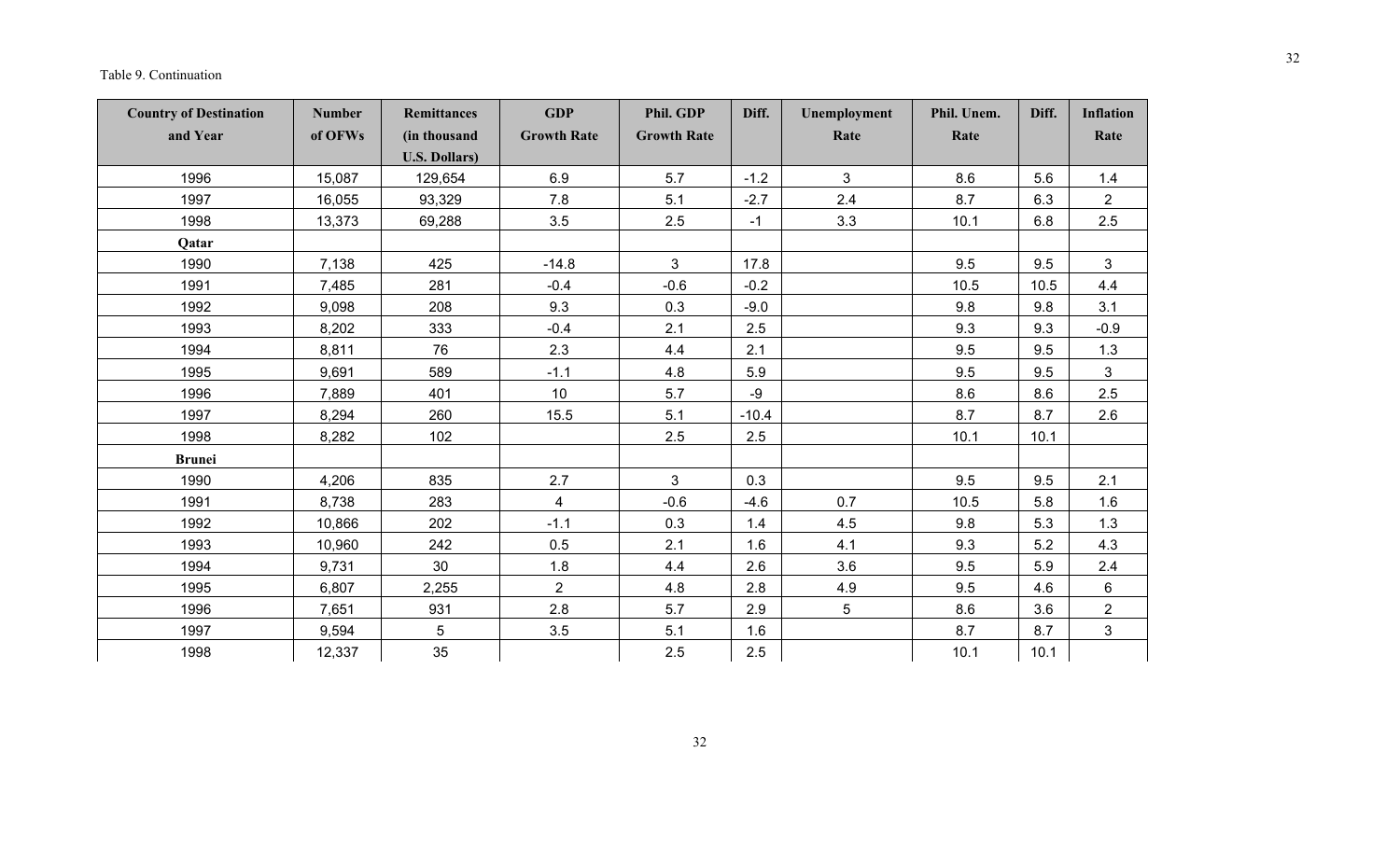Table 9. Continuation

| Country of Destination and Year | Number of OFWs | Remittances (in thousand U.S. Dollars) | GDP Growth Rate | Phil. GDP Growth Rate | Diff. | Unemployment Rate | Phil. Unem. Rate | Diff. | Inflation Rate |
|---|---|---|---|---|---|---|---|---|---|
| 1996 | 15,087 | 129,654 | 6.9 | 5.7 | -1.2 | 3 | 8.6 | 5.6 | 1.4 |
| 1997 | 16,055 | 93,329 | 7.8 | 5.1 | -2.7 | 2.4 | 8.7 | 6.3 | 2 |
| 1998 | 13,373 | 69,288 | 3.5 | 2.5 | -1 | 3.3 | 10.1 | 6.8 | 2.5 |
| **Qatar** | | | | | | | | | |
| 1990 | 7,138 | 425 | -14.8 | 3 | 17.8 | | 9.5 | 9.5 | 3 |
| 1991 | 7,485 | 281 | -0.4 | -0.6 | -0.2 | | 10.5 | 10.5 | 4.4 |
| 1992 | 9,098 | 208 | 9.3 | 0.3 | -9.0 | | 9.8 | 9.8 | 3.1 |
| 1993 | 8,202 | 333 | -0.4 | 2.1 | 2.5 | | 9.3 | 9.3 | -0.9 |
| 1994 | 8,811 | 76 | 2.3 | 4.4 | 2.1 | | 9.5 | 9.5 | 1.3 |
| 1995 | 9,691 | 589 | -1.1 | 4.8 | 5.9 | | 9.5 | 9.5 | 3 |
| 1996 | 7,889 | 401 | 10 | 5.7 | -9 | | 8.6 | 8.6 | 2.5 |
| 1997 | 8,294 | 260 | 15.5 | 5.1 | -10.4 | | 8.7 | 8.7 | 2.6 |
| 1998 | 8,282 | 102 | | 2.5 | 2.5 | | 10.1 | 10.1 | |
| **Brunei** | | | | | | | | | |
| 1990 | 4,206 | 835 | 2.7 | 3 | 0.3 | | 9.5 | 9.5 | 2.1 |
| 1991 | 8,738 | 283 | 4 | -0.6 | -4.6 | 0.7 | 10.5 | 5.8 | 1.6 |
| 1992 | 10,866 | 202 | -1.1 | 0.3 | 1.4 | 4.5 | 9.8 | 5.3 | 1.3 |
| 1993 | 10,960 | 242 | 0.5 | 2.1 | 1.6 | 4.1 | 9.3 | 5.2 | 4.3 |
| 1994 | 9,731 | 30 | 1.8 | 4.4 | 2.6 | 3.6 | 9.5 | 5.9 | 2.4 |
| 1995 | 6,807 | 2,255 | 2 | 4.8 | 2.8 | 4.9 | 9.5 | 4.6 | 6 |
| 1996 | 7,651 | 931 | 2.8 | 5.7 | 2.9 | 5 | 8.6 | 3.6 | 2 |
| 1997 | 9,594 | 5 | 3.5 | 5.1 | 1.6 | | 8.7 | 8.7 | 3 |
| 1998 | 12,337 | 35 | | 2.5 | 2.5 | | 10.1 | 10.1 | |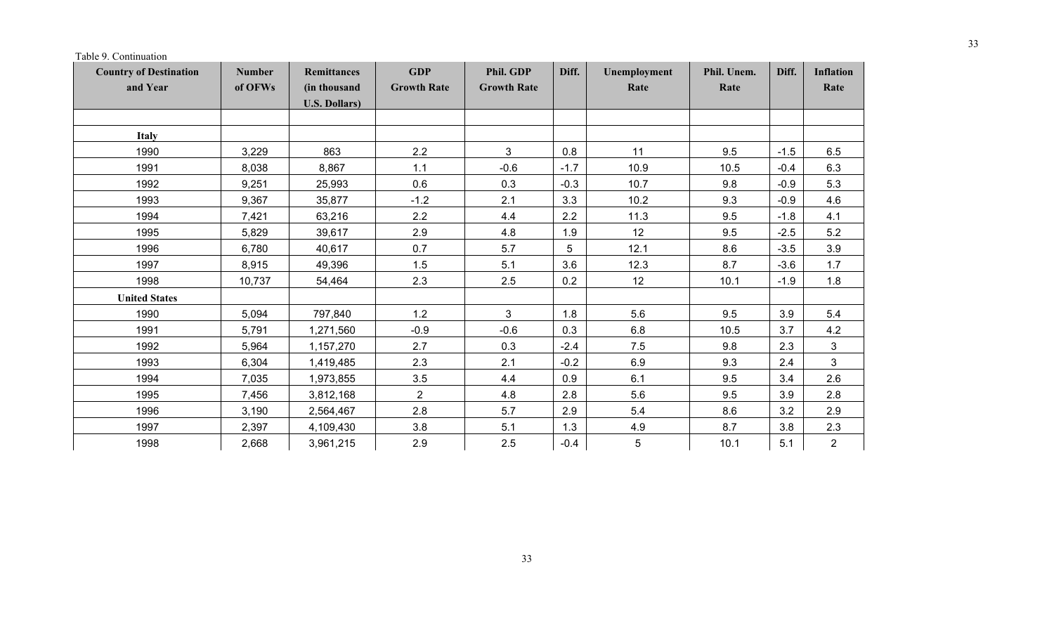Table 9. Continuation

| Country of Destination and Year | Number of OFWs | Remittances (in thousand U.S. Dollars) | GDP Growth Rate | Phil. GDP Growth Rate | Diff. | Unemployment Rate | Phil. Unem. Rate | Diff. | Inflation Rate |
|---|---|---|---|---|---|---|---|---|---|
| | | | | | | | | | |
| **Italy** | | | | | | | | | |
| 1990 | 3,229 | 863 | 2.2 | 3 | 0.8 | 11 | 9.5 | -1.5 | 6.5 |
| 1991 | 8,038 | 8,867 | 1.1 | -0.6 | -1.7 | 10.9 | 10.5 | -0.4 | 6.3 |
| 1992 | 9,251 | 25,993 | 0.6 | 0.3 | -0.3 | 10.7 | 9.8 | -0.9 | 5.3 |
| 1993 | 9,367 | 35,877 | -1.2 | 2.1 | 3.3 | 10.2 | 9.3 | -0.9 | 4.6 |
| 1994 | 7,421 | 63,216 | 2.2 | 4.4 | 2.2 | 11.3 | 9.5 | -1.8 | 4.1 |
| 1995 | 5,829 | 39,617 | 2.9 | 4.8 | 1.9 | 12 | 9.5 | -2.5 | 5.2 |
| 1996 | 6,780 | 40,617 | 0.7 | 5.7 | 5 | 12.1 | 8.6 | -3.5 | 3.9 |
| 1997 | 8,915 | 49,396 | 1.5 | 5.1 | 3.6 | 12.3 | 8.7 | -3.6 | 1.7 |
| 1998 | 10,737 | 54,464 | 2.3 | 2.5 | 0.2 | 12 | 10.1 | -1.9 | 1.8 |
| **United States** | | | | | | | | | |
| 1990 | 5,094 | 797,840 | 1.2 | 3 | 1.8 | 5.6 | 9.5 | 3.9 | 5.4 |
| 1991 | 5,791 | 1,271,560 | -0.9 | -0.6 | 0.3 | 6.8 | 10.5 | 3.7 | 4.2 |
| 1992 | 5,964 | 1,157,270 | 2.7 | 0.3 | -2.4 | 7.5 | 9.8 | 2.3 | 3 |
| 1993 | 6,304 | 1,419,485 | 2.3 | 2.1 | -0.2 | 6.9 | 9.3 | 2.4 | 3 |
| 1994 | 7,035 | 1,973,855 | 3.5 | 4.4 | 0.9 | 6.1 | 9.5 | 3.4 | 2.6 |
| 1995 | 7,456 | 3,812,168 | 2 | 4.8 | 2.8 | 5.6 | 9.5 | 3.9 | 2.8 |
| 1996 | 3,190 | 2,564,467 | 2.8 | 5.7 | 2.9 | 5.4 | 8.6 | 3.2 | 2.9 |
| 1997 | 2,397 | 4,109,430 | 3.8 | 5.1 | 1.3 | 4.9 | 8.7 | 3.8 | 2.3 |
| 1998 | 2,668 | 3,961,215 | 2.9 | 2.5 | -0.4 | 5 | 10.1 | 5.1 | 2 |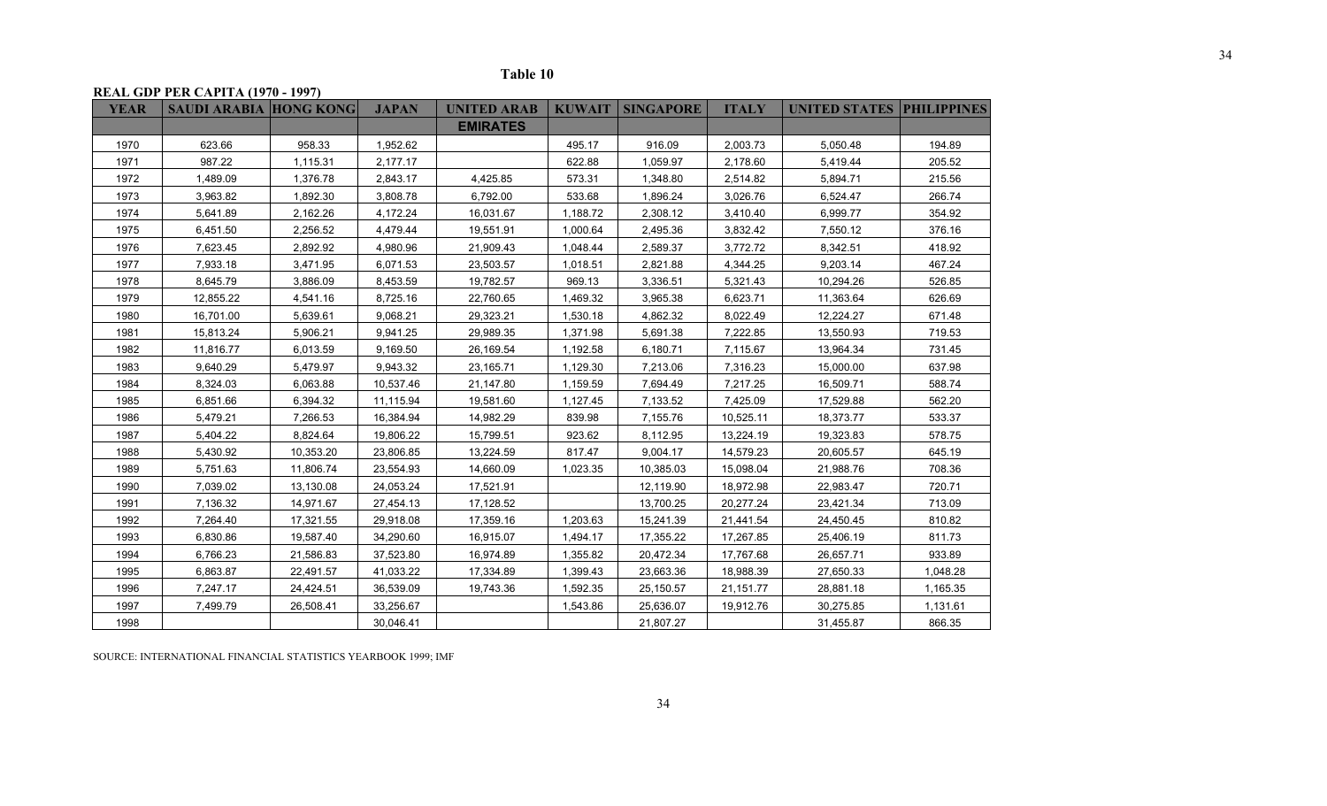## Table 10

**REAL GDP PER CAPITA (1970 - 1997)**

| YEAR | SAUDI ARABIA | HONG KONG | JAPAN | UNITED ARAB EMIRATES | KUWAIT | SINGAPORE | ITALY | UNITED STATES | PHILIPPINES |
|---|---|---|---|---|---|---|---|---|---|
| 1970 | 623.66 | 958.33 | 1,952.62 | | 495.17 | 916.09 | 2,003.73 | 5,050.48 | 194.89 |
| 1971 | 987.22 | 1,115.31 | 2,177.17 | | 622.88 | 1,059.97 | 2,178.60 | 5,419.44 | 205.52 |
| 1972 | 1,489.09 | 1,376.78 | 2,843.17 | 4,425.85 | 573.31 | 1,348.80 | 2,514.82 | 5,894.71 | 215.56 |
| 1973 | 3,963.82 | 1,892.30 | 3,808.78 | 6,792.00 | 533.68 | 1,896.24 | 3,026.76 | 6,524.47 | 266.74 |
| 1974 | 5,641.89 | 2,162.26 | 4,172.24 | 16,031.67 | 1,188.72 | 2,308.12 | 3,410.40 | 6,999.77 | 354.92 |
| 1975 | 6,451.50 | 2,256.52 | 4,479.44 | 19,551.91 | 1,000.64 | 2,495.36 | 3,832.42 | 7,550.12 | 376.16 |
| 1976 | 7,623.45 | 2,892.92 | 4,980.96 | 21,909.43 | 1,048.44 | 2,589.37 | 3,772.72 | 8,342.51 | 418.92 |
| 1977 | 7,933.18 | 3,471.95 | 6,071.53 | 23,503.57 | 1,018.51 | 2,821.88 | 4,344.25 | 9,203.14 | 467.24 |
| 1978 | 8,645.79 | 3,886.09 | 8,453.59 | 19,782.57 | 969.13 | 3,336.51 | 5,321.43 | 10,294.26 | 526.85 |
| 1979 | 12,855.22 | 4,541.16 | 8,725.16 | 22,760.65 | 1,469.32 | 3,965.38 | 6,623.71 | 11,363.64 | 626.69 |
| 1980 | 16,701.00 | 5,639.61 | 9,068.21 | 29,323.21 | 1,530.18 | 4,862.32 | 8,022.49 | 12,224.27 | 671.48 |
| 1981 | 15,813.24 | 5,906.21 | 9,941.25 | 29,989.35 | 1,371.98 | 5,691.38 | 7,222.85 | 13,550.93 | 719.53 |
| 1982 | 11,816.77 | 6,013.59 | 9,169.50 | 26,169.54 | 1,192.58 | 6,180.71 | 7,115.67 | 13,964.34 | 731.45 |
| 1983 | 9,640.29 | 5,479.97 | 9,943.32 | 23,165.71 | 1,129.30 | 7,213.06 | 7,316.23 | 15,000.00 | 637.98 |
| 1984 | 8,324.03 | 6,063.88 | 10,537.46 | 21,147.80 | 1,159.59 | 7,694.49 | 7,217.25 | 16,509.71 | 588.74 |
| 1985 | 6,851.66 | 6,394.32 | 11,115.94 | 19,581.60 | 1,127.45 | 7,133.52 | 7,425.09 | 17,529.88 | 562.20 |
| 1986 | 5,479.21 | 7,266.53 | 16,384.94 | 14,982.29 | 839.98 | 7,155.76 | 10,525.11 | 18,373.77 | 533.37 |
| 1987 | 5,404.22 | 8,824.64 | 19,806.22 | 15,799.51 | 923.62 | 8,112.95 | 13,224.19 | 19,323.83 | 578.75 |
| 1988 | 5,430.92 | 10,353.20 | 23,806.85 | 13,224.59 | 817.47 | 9,004.17 | 14,579.23 | 20,605.57 | 645.19 |
| 1989 | 5,751.63 | 11,806.74 | 23,554.93 | 14,660.09 | 1,023.35 | 10,385.03 | 15,098.04 | 21,988.76 | 708.36 |
| 1990 | 7,039.02 | 13,130.08 | 24,053.24 | 17,521.91 | | 12,119.90 | 18,972.98 | 22,983.47 | 720.71 |
| 1991 | 7,136.32 | 14,971.67 | 27,454.13 | 17,128.52 | | 13,700.25 | 20,277.24 | 23,421.34 | 713.09 |
| 1992 | 7,264.40 | 17,321.55 | 29,918.08 | 17,359.16 | 1,203.63 | 15,241.39 | 21,441.54 | 24,450.45 | 810.82 |
| 1993 | 6,830.86 | 19,587.40 | 34,290.60 | 16,915.07 | 1,494.17 | 17,355.22 | 17,267.85 | 25,406.19 | 811.73 |
| 1994 | 6,766.23 | 21,586.83 | 37,523.80 | 16,974.89 | 1,355.82 | 20,472.34 | 17,767.68 | 26,657.71 | 933.89 |
| 1995 | 6,863.87 | 22,491.57 | 41,033.22 | 17,334.89 | 1,399.43 | 23,663.36 | 18,988.39 | 27,650.33 | 1,048.28 |
| 1996 | 7,247.17 | 24,424.51 | 36,539.09 | 19,743.36 | 1,592.35 | 25,150.57 | 21,151.77 | 28,881.18 | 1,165.35 |
| 1997 | 7,499.79 | 26,508.41 | 33,256.67 | | 1,543.86 | 25,636.07 | 19,912.76 | 30,275.85 | 1,131.61 |
| 1998 | | | 30,046.41 | | | 21,807.27 | | 31,455.87 | 866.35 |

SOURCE: INTERNATIONAL FINANCIAL STATISTICS YEARBOOK 1999; IMF